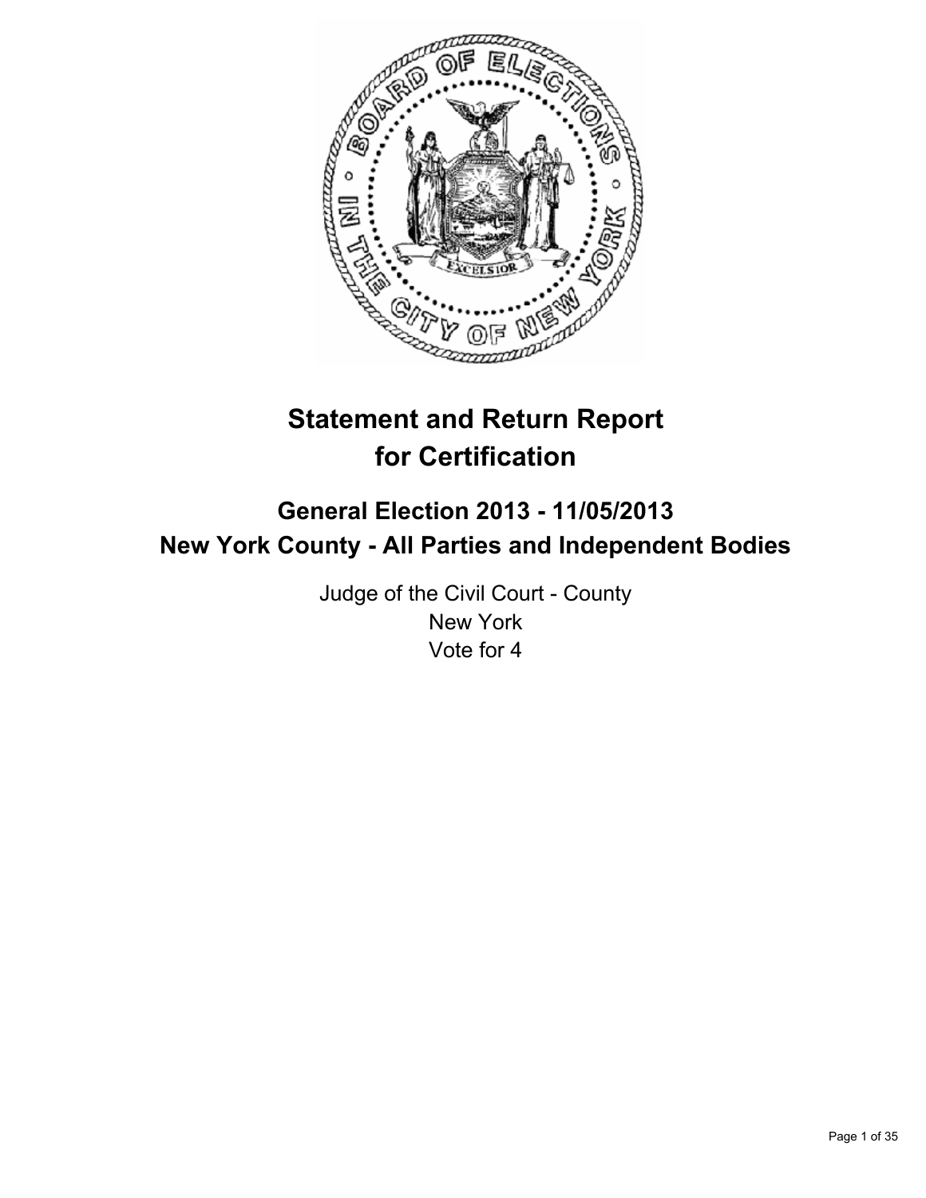# Statement and Return Report for Certification

## General Election 2013 - 11/05/2013
## New York County - All Parties and Independent Bodies

Judge of the Civil Court - County
New York
Vote for 4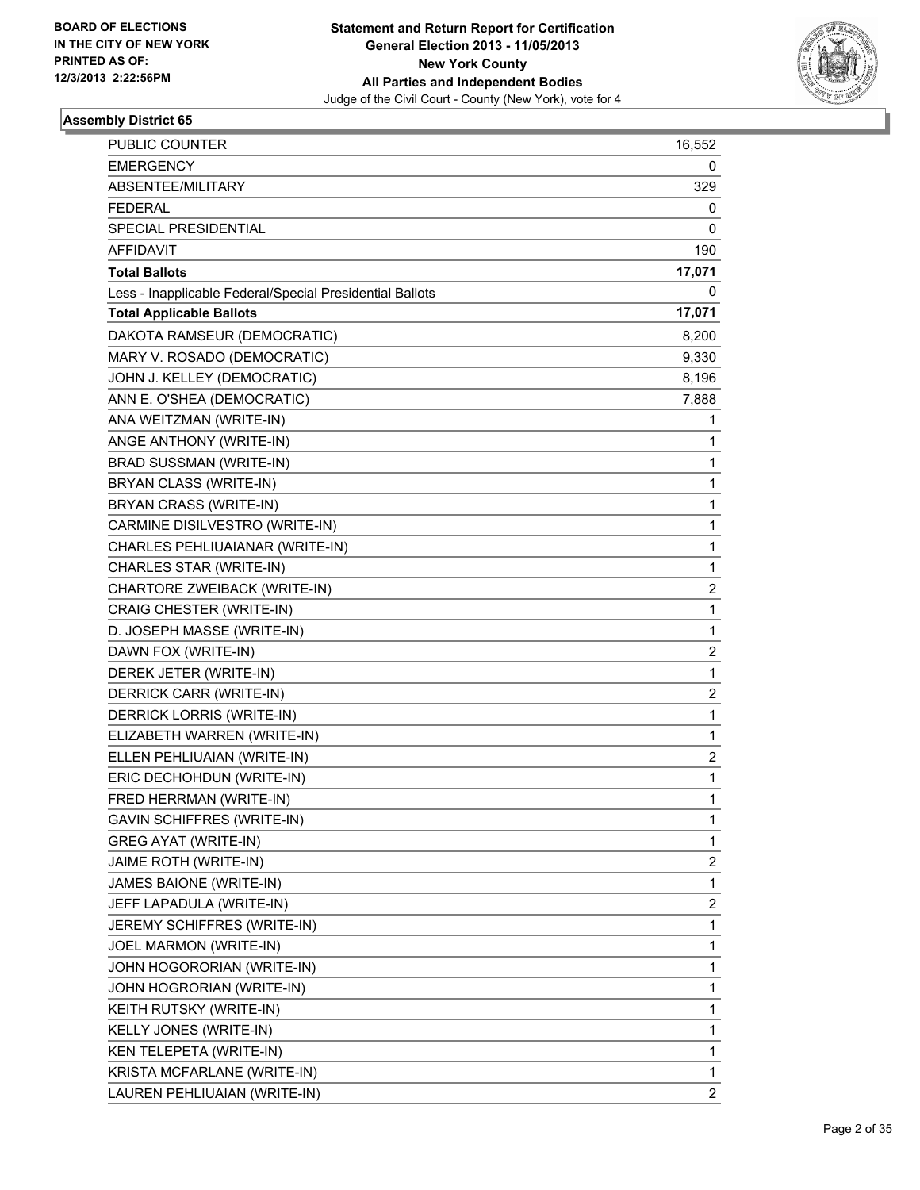BOARD OF ELECTIONS
IN THE CITY OF NEW YORK
PRINTED AS OF:
12/3/2013 2:22:56PM

**Statement and Return Report for Certification**
**General Election 2013 - 11/05/2013**
**New York County**
**All Parties and Independent Bodies**
Judge of the Civil Court - County (New York), vote for 4

### Assembly District 65

| | |
|---|---|
| PUBLIC COUNTER | 16,552 |
| EMERGENCY | 0 |
| ABSENTEE/MILITARY | 329 |
| FEDERAL | 0 |
| SPECIAL PRESIDENTIAL | 0 |
| AFFIDAVIT | 190 |
| **Total Ballots** | **17,071** |
| Less - Inapplicable Federal/Special Presidential Ballots | 0 |
| **Total Applicable Ballots** | **17,071** |
| DAKOTA RAMSEUR (DEMOCRATIC) | 8,200 |
| MARY V. ROSADO (DEMOCRATIC) | 9,330 |
| JOHN J. KELLEY (DEMOCRATIC) | 8,196 |
| ANN E. O'SHEA (DEMOCRATIC) | 7,888 |
| ANA WEITZMAN (WRITE-IN) | 1 |
| ANGE ANTHONY (WRITE-IN) | 1 |
| BRAD SUSSMAN (WRITE-IN) | 1 |
| BRYAN CLASS (WRITE-IN) | 1 |
| BRYAN CRASS (WRITE-IN) | 1 |
| CARMINE DISILVESTRO (WRITE-IN) | 1 |
| CHARLES PEHLIUAIANAR (WRITE-IN) | 1 |
| CHARLES STAR (WRITE-IN) | 1 |
| CHARTORE ZWEIBACK (WRITE-IN) | 2 |
| CRAIG CHESTER (WRITE-IN) | 1 |
| D. JOSEPH MASSE (WRITE-IN) | 1 |
| DAWN FOX (WRITE-IN) | 2 |
| DEREK JETER (WRITE-IN) | 1 |
| DERRICK CARR (WRITE-IN) | 2 |
| DERRICK LORRIS (WRITE-IN) | 1 |
| ELIZABETH WARREN (WRITE-IN) | 1 |
| ELLEN PEHLIUAIAN (WRITE-IN) | 2 |
| ERIC DECHOHDUN (WRITE-IN) | 1 |
| FRED HERRMAN (WRITE-IN) | 1 |
| GAVIN SCHIFFRES (WRITE-IN) | 1 |
| GREG AYAT (WRITE-IN) | 1 |
| JAIME ROTH (WRITE-IN) | 2 |
| JAMES BAIONE (WRITE-IN) | 1 |
| JEFF LAPADULA (WRITE-IN) | 2 |
| JEREMY SCHIFFRES (WRITE-IN) | 1 |
| JOEL MARMON (WRITE-IN) | 1 |
| JOHN HOGORORIAN (WRITE-IN) | 1 |
| JOHN HOGRORIAN (WRITE-IN) | 1 |
| KEITH RUTSKY (WRITE-IN) | 1 |
| KELLY JONES (WRITE-IN) | 1 |
| KEN TELEPETA (WRITE-IN) | 1 |
| KRISTA MCFARLANE (WRITE-IN) | 1 |
| LAUREN PEHLIUAIAN (WRITE-IN) | 2 |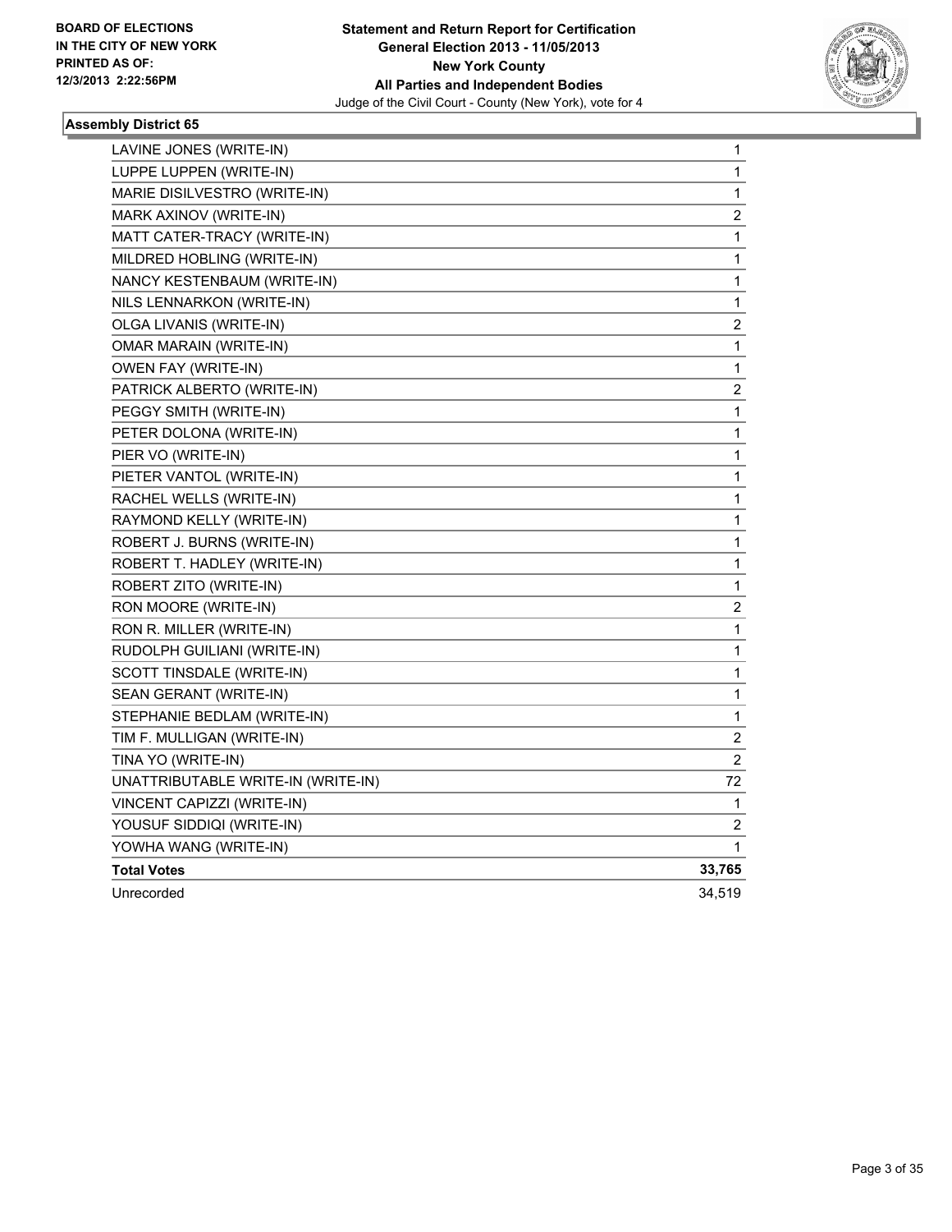**BOARD OF ELECTIONS IN THE CITY OF NEW YORK PRINTED AS OF: 12/3/2013 2:22:56PM**

**Statement and Return Report for Certification**
**General Election 2013 - 11/05/2013**
**New York County**
**All Parties and Independent Bodies**
Judge of the Civil Court - County (New York), vote for 4

### Assembly District 65

| | |
|---|---|
| LAVINE JONES (WRITE-IN) | 1 |
| LUPPE LUPPEN (WRITE-IN) | 1 |
| MARIE DISILVESTRO (WRITE-IN) | 1 |
| MARK AXINOV (WRITE-IN) | 2 |
| MATT CATER-TRACY (WRITE-IN) | 1 |
| MILDRED HOBLING (WRITE-IN) | 1 |
| NANCY KESTENBAUM (WRITE-IN) | 1 |
| NILS LENNARKON (WRITE-IN) | 1 |
| OLGA LIVANIS (WRITE-IN) | 2 |
| OMAR MARAIN (WRITE-IN) | 1 |
| OWEN FAY (WRITE-IN) | 1 |
| PATRICK ALBERTO (WRITE-IN) | 2 |
| PEGGY SMITH (WRITE-IN) | 1 |
| PETER DOLONA (WRITE-IN) | 1 |
| PIER VO (WRITE-IN) | 1 |
| PIETER VANTOL (WRITE-IN) | 1 |
| RACHEL WELLS (WRITE-IN) | 1 |
| RAYMOND KELLY (WRITE-IN) | 1 |
| ROBERT J. BURNS (WRITE-IN) | 1 |
| ROBERT T. HADLEY (WRITE-IN) | 1 |
| ROBERT ZITO (WRITE-IN) | 1 |
| RON MOORE (WRITE-IN) | 2 |
| RON R. MILLER (WRITE-IN) | 1 |
| RUDOLPH GUILIANI (WRITE-IN) | 1 |
| SCOTT TINSDALE (WRITE-IN) | 1 |
| SEAN GERANT (WRITE-IN) | 1 |
| STEPHANIE BEDLAM (WRITE-IN) | 1 |
| TIM F. MULLIGAN (WRITE-IN) | 2 |
| TINA YO (WRITE-IN) | 2 |
| UNATTRIBUTABLE WRITE-IN (WRITE-IN) | 72 |
| VINCENT CAPIZZI (WRITE-IN) | 1 |
| YOUSUF SIDDIQI (WRITE-IN) | 2 |
| YOWHA WANG (WRITE-IN) | 1 |
| **Total Votes** | **33,765** |
| Unrecorded | 34,519 |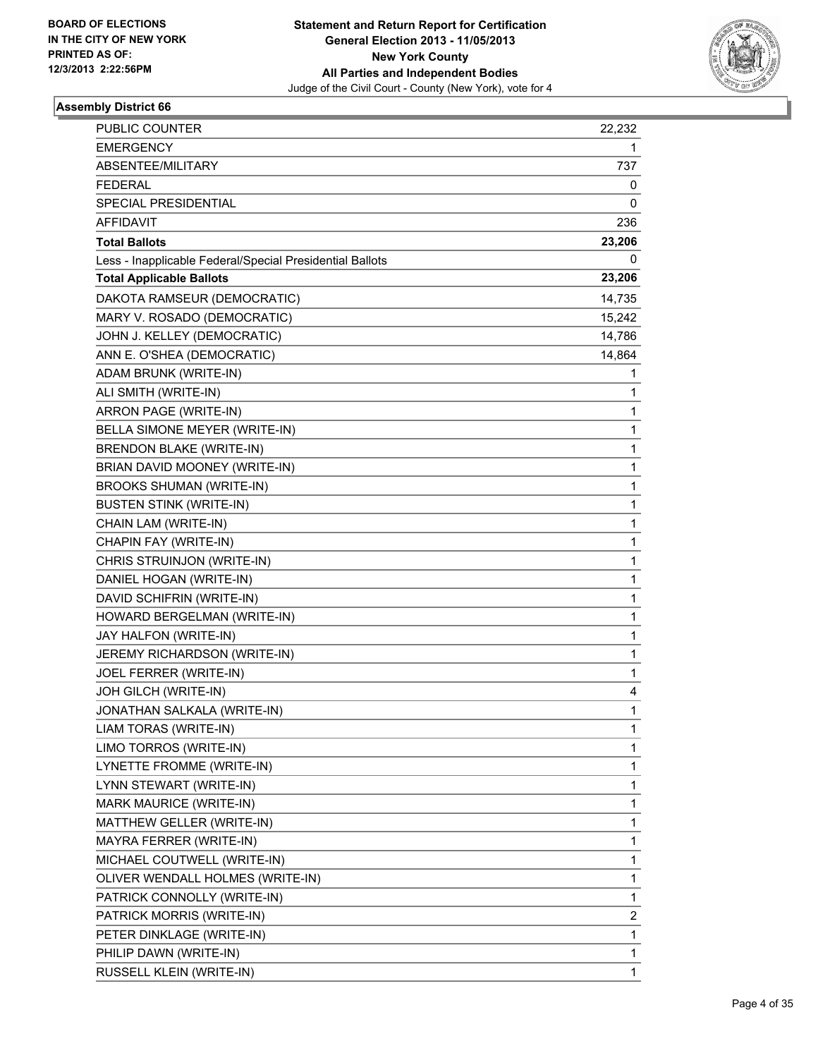**BOARD OF ELECTIONS IN THE CITY OF NEW YORK PRINTED AS OF: 12/3/2013 2:22:56PM**

**Statement and Return Report for Certification General Election 2013 - 11/05/2013 New York County All Parties and Independent Bodies**

Judge of the Civil Court - County (New York), vote for 4

### Assembly District 66

| | |
|---|---|
| PUBLIC COUNTER | 22,232 |
| EMERGENCY | 1 |
| ABSENTEE/MILITARY | 737 |
| FEDERAL | 0 |
| SPECIAL PRESIDENTIAL | 0 |
| AFFIDAVIT | 236 |
| **Total Ballots** | **23,206** |
| Less - Inapplicable Federal/Special Presidential Ballots | 0 |
| **Total Applicable Ballots** | **23,206** |
| DAKOTA RAMSEUR (DEMOCRATIC) | 14,735 |
| MARY V. ROSADO (DEMOCRATIC) | 15,242 |
| JOHN J. KELLEY (DEMOCRATIC) | 14,786 |
| ANN E. O'SHEA (DEMOCRATIC) | 14,864 |
| ADAM BRUNK (WRITE-IN) | 1 |
| ALI SMITH (WRITE-IN) | 1 |
| ARRON PAGE (WRITE-IN) | 1 |
| BELLA SIMONE MEYER (WRITE-IN) | 1 |
| BRENDON BLAKE (WRITE-IN) | 1 |
| BRIAN DAVID MOONEY (WRITE-IN) | 1 |
| BROOKS SHUMAN (WRITE-IN) | 1 |
| BUSTEN STINK (WRITE-IN) | 1 |
| CHAIN LAM (WRITE-IN) | 1 |
| CHAPIN FAY (WRITE-IN) | 1 |
| CHRIS STRUINJON (WRITE-IN) | 1 |
| DANIEL HOGAN (WRITE-IN) | 1 |
| DAVID SCHIFRIN (WRITE-IN) | 1 |
| HOWARD BERGELMAN (WRITE-IN) | 1 |
| JAY HALFON (WRITE-IN) | 1 |
| JEREMY RICHARDSON (WRITE-IN) | 1 |
| JOEL FERRER (WRITE-IN) | 1 |
| JOH GILCH (WRITE-IN) | 4 |
| JONATHAN SALKALA (WRITE-IN) | 1 |
| LIAM TORAS (WRITE-IN) | 1 |
| LIMO TORROS (WRITE-IN) | 1 |
| LYNETTE FROMME (WRITE-IN) | 1 |
| LYNN STEWART (WRITE-IN) | 1 |
| MARK MAURICE (WRITE-IN) | 1 |
| MATTHEW GELLER (WRITE-IN) | 1 |
| MAYRA FERRER (WRITE-IN) | 1 |
| MICHAEL COUTWELL (WRITE-IN) | 1 |
| OLIVER WENDALL HOLMES (WRITE-IN) | 1 |
| PATRICK CONNOLLY (WRITE-IN) | 1 |
| PATRICK MORRIS (WRITE-IN) | 2 |
| PETER DINKLAGE (WRITE-IN) | 1 |
| PHILIP DAWN (WRITE-IN) | 1 |
| RUSSELL KLEIN (WRITE-IN) | 1 |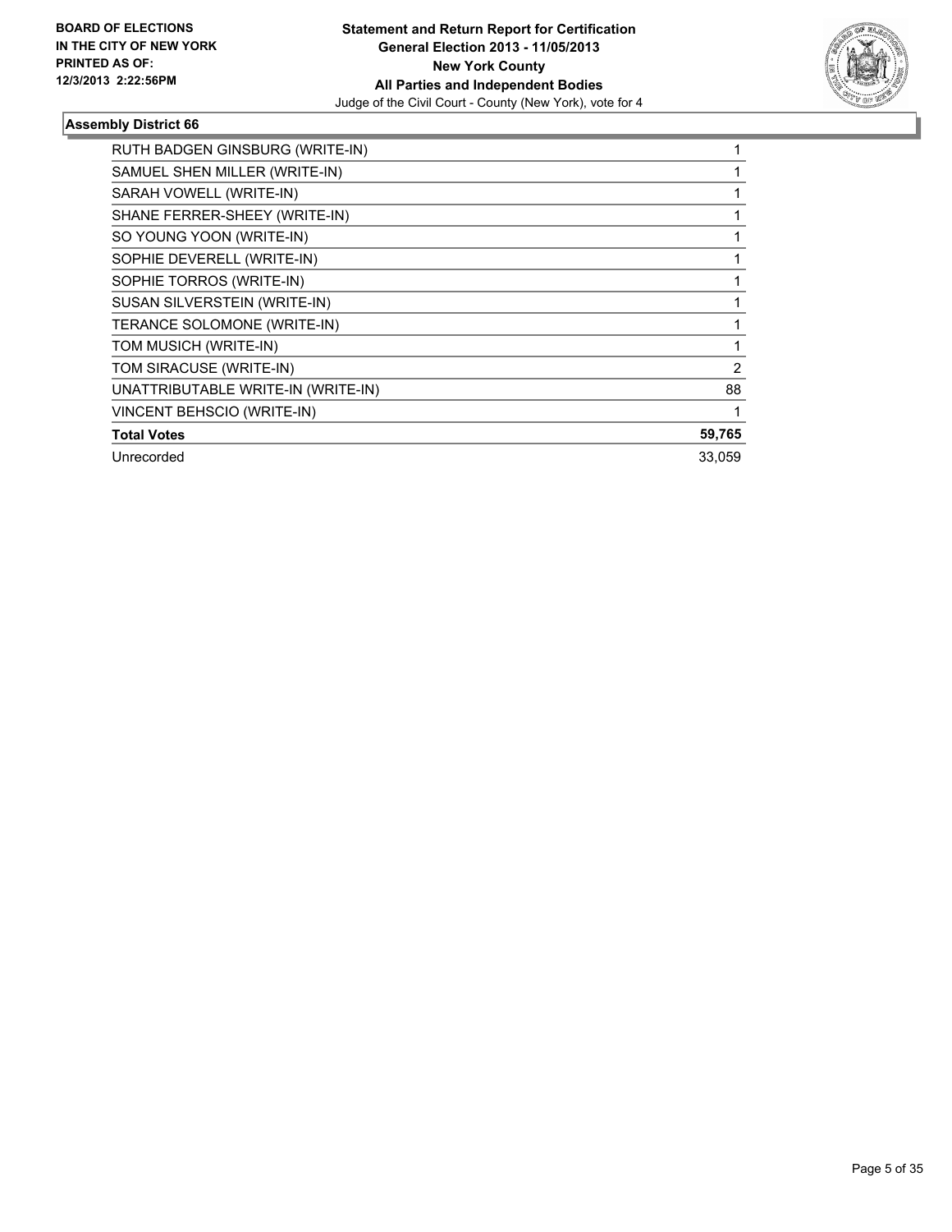**BOARD OF ELECTIONS IN THE CITY OF NEW YORK PRINTED AS OF: 12/3/2013 2:22:56PM**

**Statement and Return Report for Certification**
**General Election 2013 - 11/05/2013**
**New York County**
**All Parties and Independent Bodies**
Judge of the Civil Court - County (New York), vote for 4

### Assembly District 66

| | |
|---|---|
| RUTH BADGEN GINSBURG (WRITE-IN) | 1 |
| SAMUEL SHEN MILLER (WRITE-IN) | 1 |
| SARAH VOWELL (WRITE-IN) | 1 |
| SHANE FERRER-SHEEY (WRITE-IN) | 1 |
| SO YOUNG YOON (WRITE-IN) | 1 |
| SOPHIE DEVERELL (WRITE-IN) | 1 |
| SOPHIE TORROS (WRITE-IN) | 1 |
| SUSAN SILVERSTEIN (WRITE-IN) | 1 |
| TERANCE SOLOMONE (WRITE-IN) | 1 |
| TOM MUSICH (WRITE-IN) | 1 |
| TOM SIRACUSE (WRITE-IN) | 2 |
| UNATTRIBUTABLE WRITE-IN (WRITE-IN) | 88 |
| VINCENT BEHSCIO (WRITE-IN) | 1 |
| **Total Votes** | **59,765** |
| Unrecorded | 33,059 |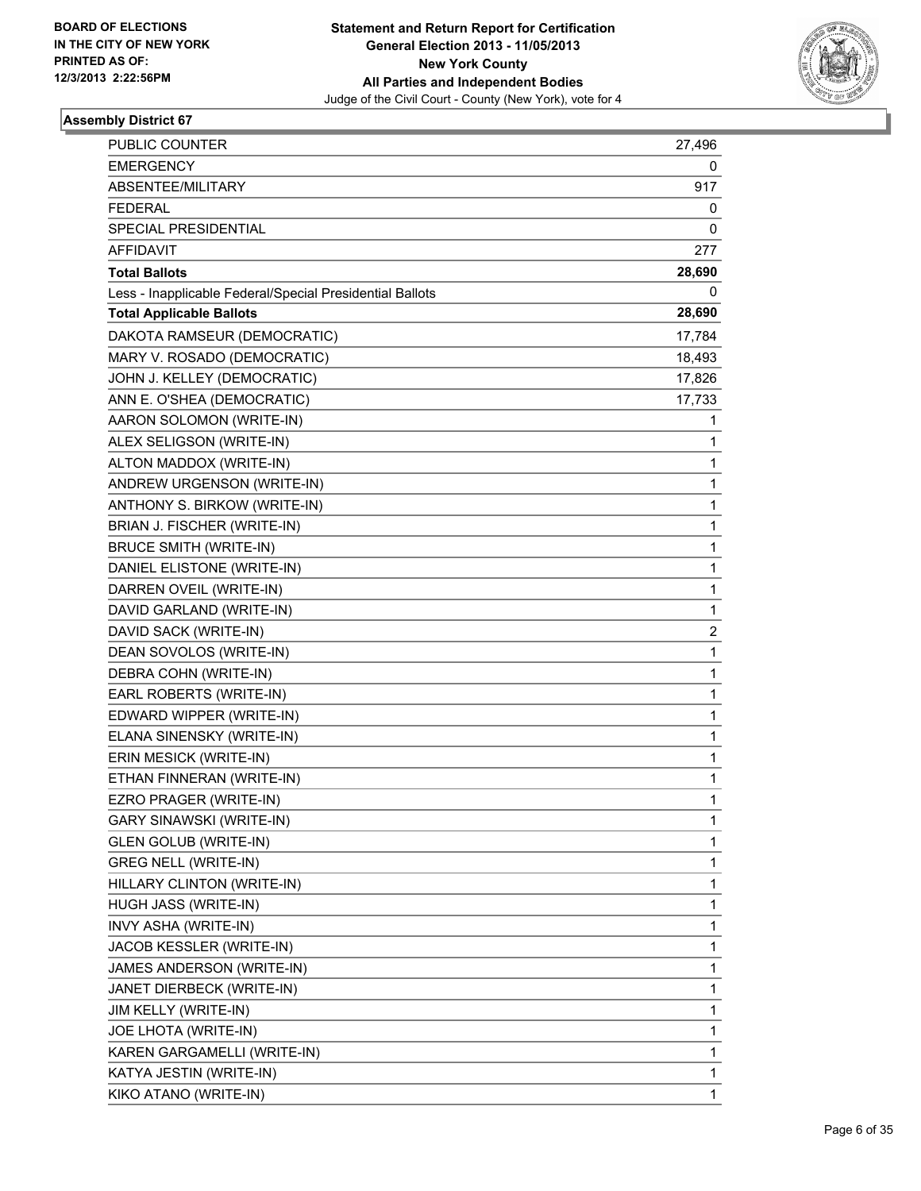BOARD OF ELECTIONS
IN THE CITY OF NEW YORK
PRINTED AS OF:
12/3/2013 2:22:56PM

**Statement and Return Report for Certification**
**General Election 2013 - 11/05/2013**
**New York County**
**All Parties and Independent Bodies**
Judge of the Civil Court - County (New York), vote for 4

### Assembly District 67

| | |
|---|---|
| PUBLIC COUNTER | 27,496 |
| EMERGENCY | 0 |
| ABSENTEE/MILITARY | 917 |
| FEDERAL | 0 |
| SPECIAL PRESIDENTIAL | 0 |
| AFFIDAVIT | 277 |
| **Total Ballots** | **28,690** |
| Less - Inapplicable Federal/Special Presidential Ballots | 0 |
| **Total Applicable Ballots** | **28,690** |
| DAKOTA RAMSEUR (DEMOCRATIC) | 17,784 |
| MARY V. ROSADO (DEMOCRATIC) | 18,493 |
| JOHN J. KELLEY (DEMOCRATIC) | 17,826 |
| ANN E. O'SHEA (DEMOCRATIC) | 17,733 |
| AARON SOLOMON (WRITE-IN) | 1 |
| ALEX SELIGSON (WRITE-IN) | 1 |
| ALTON MADDOX (WRITE-IN) | 1 |
| ANDREW URGENSON (WRITE-IN) | 1 |
| ANTHONY S. BIRKOW (WRITE-IN) | 1 |
| BRIAN J. FISCHER (WRITE-IN) | 1 |
| BRUCE SMITH (WRITE-IN) | 1 |
| DANIEL ELISTONE (WRITE-IN) | 1 |
| DARREN OVEIL (WRITE-IN) | 1 |
| DAVID GARLAND (WRITE-IN) | 1 |
| DAVID SACK (WRITE-IN) | 2 |
| DEAN SOVOLOS (WRITE-IN) | 1 |
| DEBRA COHN (WRITE-IN) | 1 |
| EARL ROBERTS (WRITE-IN) | 1 |
| EDWARD WIPPER (WRITE-IN) | 1 |
| ELANA SINENSKY (WRITE-IN) | 1 |
| ERIN MESICK (WRITE-IN) | 1 |
| ETHAN FINNERAN (WRITE-IN) | 1 |
| EZRO PRAGER (WRITE-IN) | 1 |
| GARY SINAWSKI (WRITE-IN) | 1 |
| GLEN GOLUB (WRITE-IN) | 1 |
| GREG NELL (WRITE-IN) | 1 |
| HILLARY CLINTON (WRITE-IN) | 1 |
| HUGH JASS (WRITE-IN) | 1 |
| INVY ASHA (WRITE-IN) | 1 |
| JACOB KESSLER (WRITE-IN) | 1 |
| JAMES ANDERSON (WRITE-IN) | 1 |
| JANET DIERBECK (WRITE-IN) | 1 |
| JIM KELLY (WRITE-IN) | 1 |
| JOE LHOTA (WRITE-IN) | 1 |
| KAREN GARGAMELLI (WRITE-IN) | 1 |
| KATYA JESTIN (WRITE-IN) | 1 |
| KIKO ATANO (WRITE-IN) | 1 |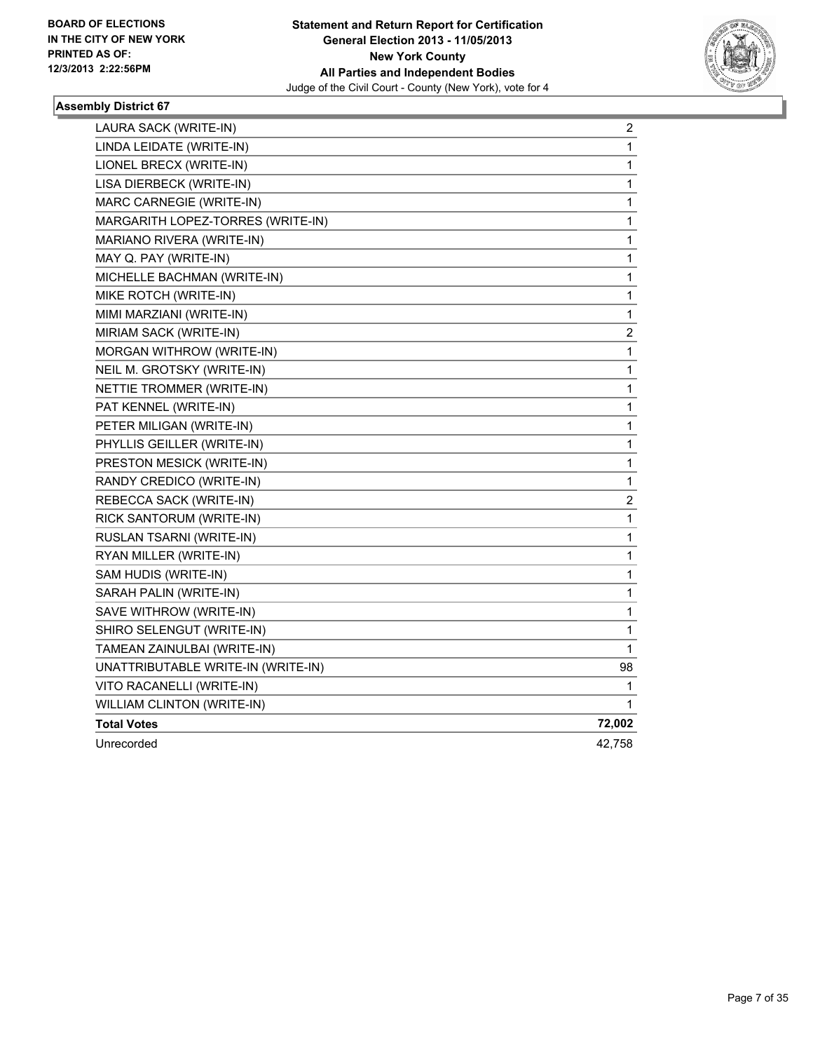**BOARD OF ELECTIONS IN THE CITY OF NEW YORK PRINTED AS OF: 12/3/2013 2:22:56PM**

**Statement and Return Report for Certification General Election 2013 - 11/05/2013 New York County All Parties and Independent Bodies**
Judge of the Civil Court - County (New York), vote for 4

### Assembly District 67

| Candidate | Votes |
|---|---|
| LAURA SACK (WRITE-IN) | 2 |
| LINDA LEIDATE (WRITE-IN) | 1 |
| LIONEL BRECX (WRITE-IN) | 1 |
| LISA DIERBECK (WRITE-IN) | 1 |
| MARC CARNEGIE (WRITE-IN) | 1 |
| MARGARITH LOPEZ-TORRES (WRITE-IN) | 1 |
| MARIANO RIVERA (WRITE-IN) | 1 |
| MAY Q. PAY (WRITE-IN) | 1 |
| MICHELLE BACHMAN (WRITE-IN) | 1 |
| MIKE ROTCH (WRITE-IN) | 1 |
| MIMI MARZIANI (WRITE-IN) | 1 |
| MIRIAM SACK (WRITE-IN) | 2 |
| MORGAN WITHROW (WRITE-IN) | 1 |
| NEIL M. GROTSKY (WRITE-IN) | 1 |
| NETTIE TROMMER (WRITE-IN) | 1 |
| PAT KENNEL (WRITE-IN) | 1 |
| PETER MILIGAN (WRITE-IN) | 1 |
| PHYLLIS GEILLER (WRITE-IN) | 1 |
| PRESTON MESICK (WRITE-IN) | 1 |
| RANDY CREDICO (WRITE-IN) | 1 |
| REBECCA SACK (WRITE-IN) | 2 |
| RICK SANTORUM (WRITE-IN) | 1 |
| RUSLAN TSARNI (WRITE-IN) | 1 |
| RYAN MILLER (WRITE-IN) | 1 |
| SAM HUDIS (WRITE-IN) | 1 |
| SARAH PALIN (WRITE-IN) | 1 |
| SAVE WITHROW (WRITE-IN) | 1 |
| SHIRO SELENGUT (WRITE-IN) | 1 |
| TAMEAN ZAINULBAI (WRITE-IN) | 1 |
| UNATTRIBUTABLE WRITE-IN (WRITE-IN) | 98 |
| VITO RACANELLI (WRITE-IN) | 1 |
| WILLIAM CLINTON (WRITE-IN) | 1 |
| **Total Votes** | **72,002** |
| Unrecorded | 42,758 |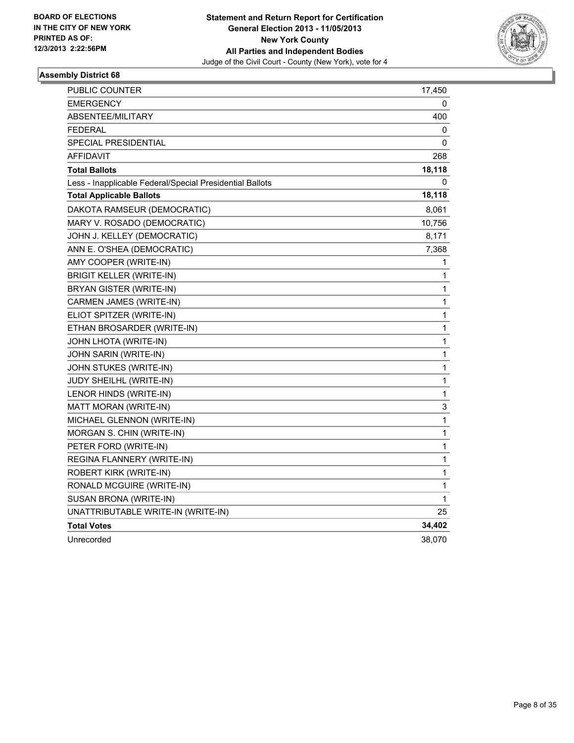BOARD OF ELECTIONS
IN THE CITY OF NEW YORK
PRINTED AS OF:
12/3/2013 2:22:56PM

**Statement and Return Report for Certification**
**General Election 2013 - 11/05/2013**
**New York County**
**All Parties and Independent Bodies**
Judge of the Civil Court - County (New York), vote for 4

### Assembly District 68

| | |
|---|---|
| PUBLIC COUNTER | 17,450 |
| EMERGENCY | 0 |
| ABSENTEE/MILITARY | 400 |
| FEDERAL | 0 |
| SPECIAL PRESIDENTIAL | 0 |
| AFFIDAVIT | 268 |
| **Total Ballots** | **18,118** |
| Less - Inapplicable Federal/Special Presidential Ballots | 0 |
| **Total Applicable Ballots** | **18,118** |
| DAKOTA RAMSEUR (DEMOCRATIC) | 8,061 |
| MARY V. ROSADO (DEMOCRATIC) | 10,756 |
| JOHN J. KELLEY (DEMOCRATIC) | 8,171 |
| ANN E. O'SHEA (DEMOCRATIC) | 7,368 |
| AMY COOPER (WRITE-IN) | 1 |
| BRIGIT KELLER (WRITE-IN) | 1 |
| BRYAN GISTER (WRITE-IN) | 1 |
| CARMEN JAMES (WRITE-IN) | 1 |
| ELIOT SPITZER (WRITE-IN) | 1 |
| ETHAN BROSARDER (WRITE-IN) | 1 |
| JOHN LHOTA (WRITE-IN) | 1 |
| JOHN SARIN (WRITE-IN) | 1 |
| JOHN STUKES (WRITE-IN) | 1 |
| JUDY SHEILHL (WRITE-IN) | 1 |
| LENOR HINDS (WRITE-IN) | 1 |
| MATT MORAN (WRITE-IN) | 3 |
| MICHAEL GLENNON (WRITE-IN) | 1 |
| MORGAN S. CHIN (WRITE-IN) | 1 |
| PETER FORD (WRITE-IN) | 1 |
| REGINA FLANNERY (WRITE-IN) | 1 |
| ROBERT KIRK (WRITE-IN) | 1 |
| RONALD MCGUIRE (WRITE-IN) | 1 |
| SUSAN BRONA (WRITE-IN) | 1 |
| UNATTRIBUTABLE WRITE-IN (WRITE-IN) | 25 |
| **Total Votes** | **34,402** |
| Unrecorded | 38,070 |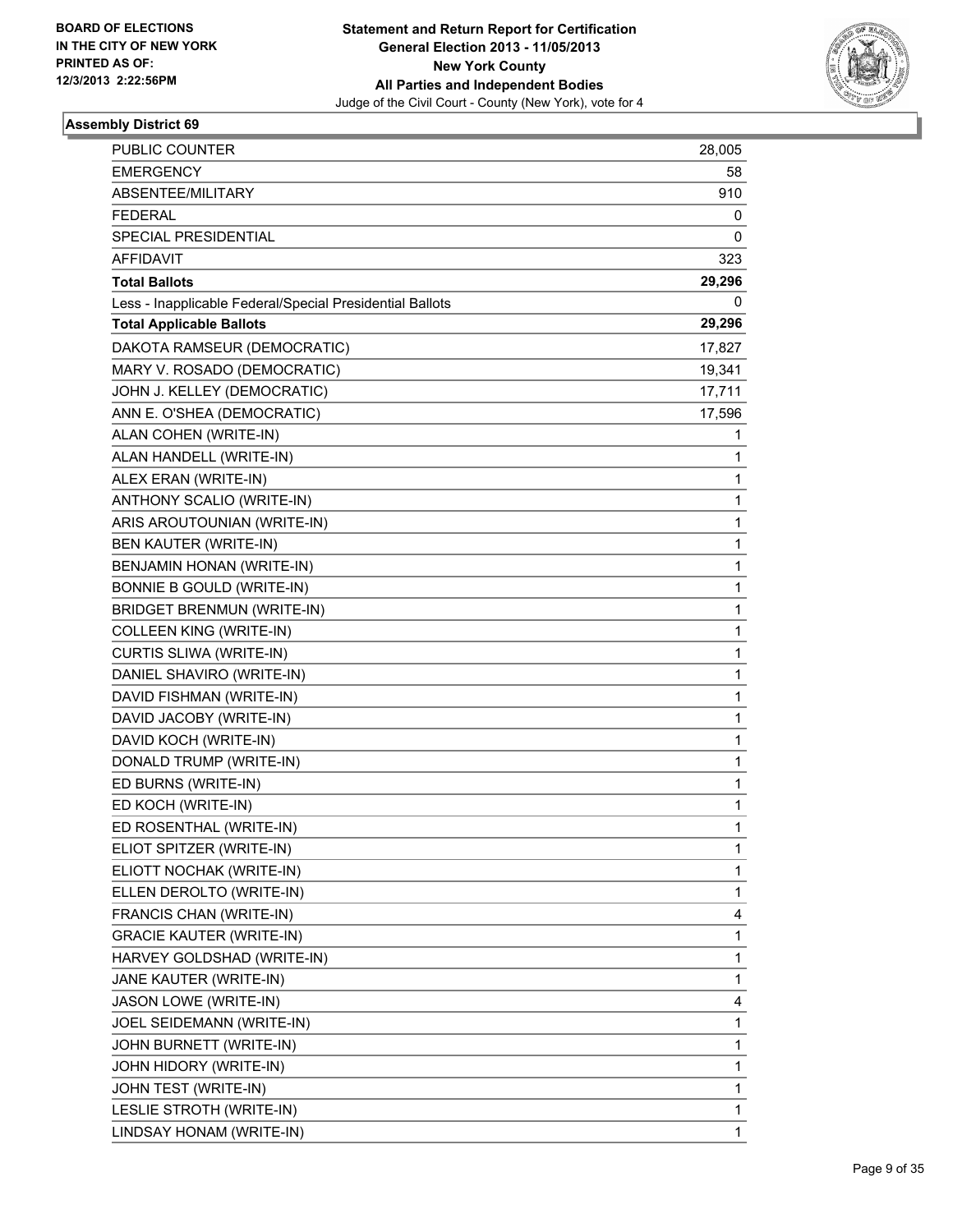BOARD OF ELECTIONS
IN THE CITY OF NEW YORK
PRINTED AS OF:
12/3/2013 2:22:56PM

**Statement and Return Report for Certification**
**General Election 2013 - 11/05/2013**
**New York County**
**All Parties and Independent Bodies**
Judge of the Civil Court - County (New York), vote for 4

### Assembly District 69

| | |
|---|---|
| PUBLIC COUNTER | 28,005 |
| EMERGENCY | 58 |
| ABSENTEE/MILITARY | 910 |
| FEDERAL | 0 |
| SPECIAL PRESIDENTIAL | 0 |
| AFFIDAVIT | 323 |
| **Total Ballots** | **29,296** |
| Less - Inapplicable Federal/Special Presidential Ballots | 0 |
| **Total Applicable Ballots** | **29,296** |
| DAKOTA RAMSEUR (DEMOCRATIC) | 17,827 |
| MARY V. ROSADO (DEMOCRATIC) | 19,341 |
| JOHN J. KELLEY (DEMOCRATIC) | 17,711 |
| ANN E. O'SHEA (DEMOCRATIC) | 17,596 |
| ALAN COHEN (WRITE-IN) | 1 |
| ALAN HANDELL (WRITE-IN) | 1 |
| ALEX ERAN (WRITE-IN) | 1 |
| ANTHONY SCALIO (WRITE-IN) | 1 |
| ARIS AROUTOUNIAN (WRITE-IN) | 1 |
| BEN KAUTER (WRITE-IN) | 1 |
| BENJAMIN HONAN (WRITE-IN) | 1 |
| BONNIE B GOULD (WRITE-IN) | 1 |
| BRIDGET BRENMUN (WRITE-IN) | 1 |
| COLLEEN KING (WRITE-IN) | 1 |
| CURTIS SLIWA (WRITE-IN) | 1 |
| DANIEL SHAVIRO (WRITE-IN) | 1 |
| DAVID FISHMAN (WRITE-IN) | 1 |
| DAVID JACOBY (WRITE-IN) | 1 |
| DAVID KOCH (WRITE-IN) | 1 |
| DONALD TRUMP (WRITE-IN) | 1 |
| ED BURNS (WRITE-IN) | 1 |
| ED KOCH (WRITE-IN) | 1 |
| ED ROSENTHAL (WRITE-IN) | 1 |
| ELIOT SPITZER (WRITE-IN) | 1 |
| ELIOTT NOCHAK (WRITE-IN) | 1 |
| ELLEN DEROLTO (WRITE-IN) | 1 |
| FRANCIS CHAN (WRITE-IN) | 4 |
| GRACIE KAUTER (WRITE-IN) | 1 |
| HARVEY GOLDSHAD (WRITE-IN) | 1 |
| JANE KAUTER (WRITE-IN) | 1 |
| JASON LOWE (WRITE-IN) | 4 |
| JOEL SEIDEMANN (WRITE-IN) | 1 |
| JOHN BURNETT (WRITE-IN) | 1 |
| JOHN HIDORY (WRITE-IN) | 1 |
| JOHN TEST (WRITE-IN) | 1 |
| LESLIE STROTH (WRITE-IN) | 1 |
| LINDSAY HONAM (WRITE-IN) | 1 |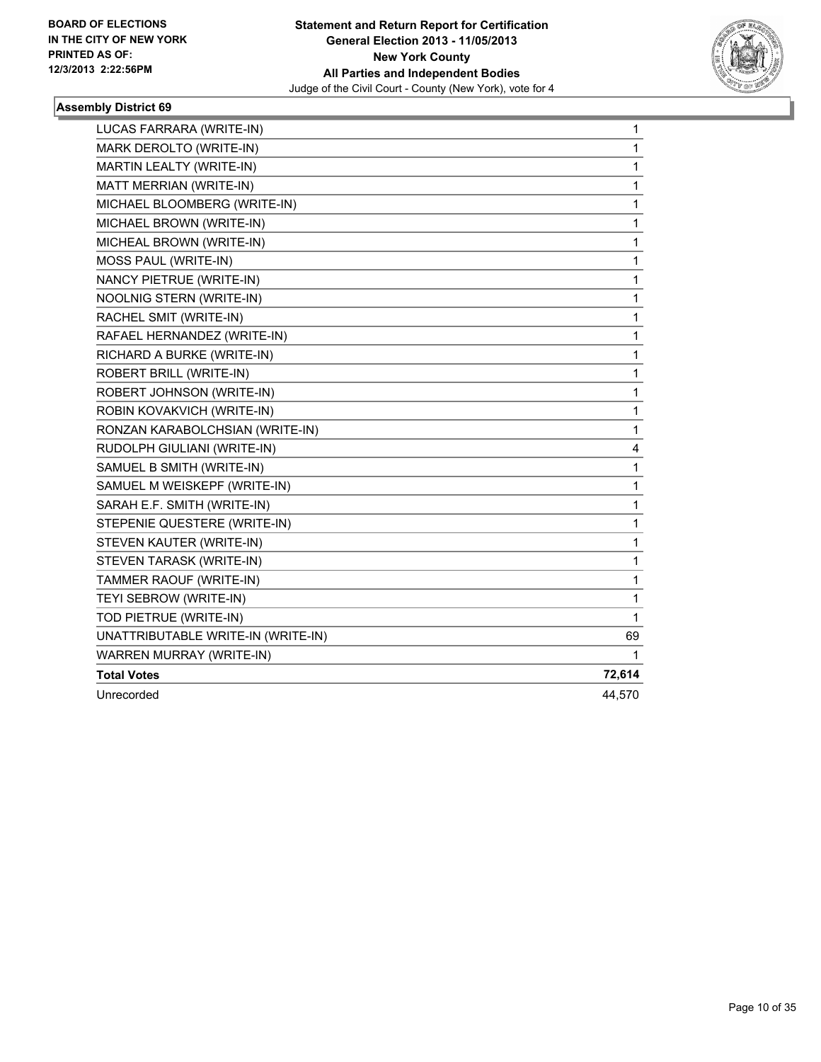**BOARD OF ELECTIONS**
**IN THE CITY OF NEW YORK**
**PRINTED AS OF:**
**12/3/2013 2:22:56PM**

**Statement and Return Report for Certification**
**General Election 2013 - 11/05/2013**
**New York County**
**All Parties and Independent Bodies**
Judge of the Civil Court - County (New York), vote for 4

### Assembly District 69

| | |
|---|---|
| LUCAS FARRARA (WRITE-IN) | 1 |
| MARK DEROLTO (WRITE-IN) | 1 |
| MARTIN LEALTY (WRITE-IN) | 1 |
| MATT MERRIAN (WRITE-IN) | 1 |
| MICHAEL BLOOMBERG (WRITE-IN) | 1 |
| MICHAEL BROWN (WRITE-IN) | 1 |
| MICHEAL BROWN (WRITE-IN) | 1 |
| MOSS PAUL (WRITE-IN) | 1 |
| NANCY PIETRUE (WRITE-IN) | 1 |
| NOOLNIG STERN (WRITE-IN) | 1 |
| RACHEL SMIT (WRITE-IN) | 1 |
| RAFAEL HERNANDEZ (WRITE-IN) | 1 |
| RICHARD A BURKE (WRITE-IN) | 1 |
| ROBERT BRILL (WRITE-IN) | 1 |
| ROBERT JOHNSON (WRITE-IN) | 1 |
| ROBIN KOVAKVICH (WRITE-IN) | 1 |
| RONZAN KARABOLCHSIAN (WRITE-IN) | 1 |
| RUDOLPH GIULIANI (WRITE-IN) | 4 |
| SAMUEL B SMITH (WRITE-IN) | 1 |
| SAMUEL M WEISKEPF (WRITE-IN) | 1 |
| SARAH E.F. SMITH (WRITE-IN) | 1 |
| STEPENIE QUESTERE (WRITE-IN) | 1 |
| STEVEN KAUTER (WRITE-IN) | 1 |
| STEVEN TARASK (WRITE-IN) | 1 |
| TAMMER RAOUF (WRITE-IN) | 1 |
| TEYI SEBROW (WRITE-IN) | 1 |
| TOD PIETRUE (WRITE-IN) | 1 |
| UNATTRIBUTABLE WRITE-IN (WRITE-IN) | 69 |
| WARREN MURRAY (WRITE-IN) | 1 |
| **Total Votes** | **72,614** |
| Unrecorded | 44,570 |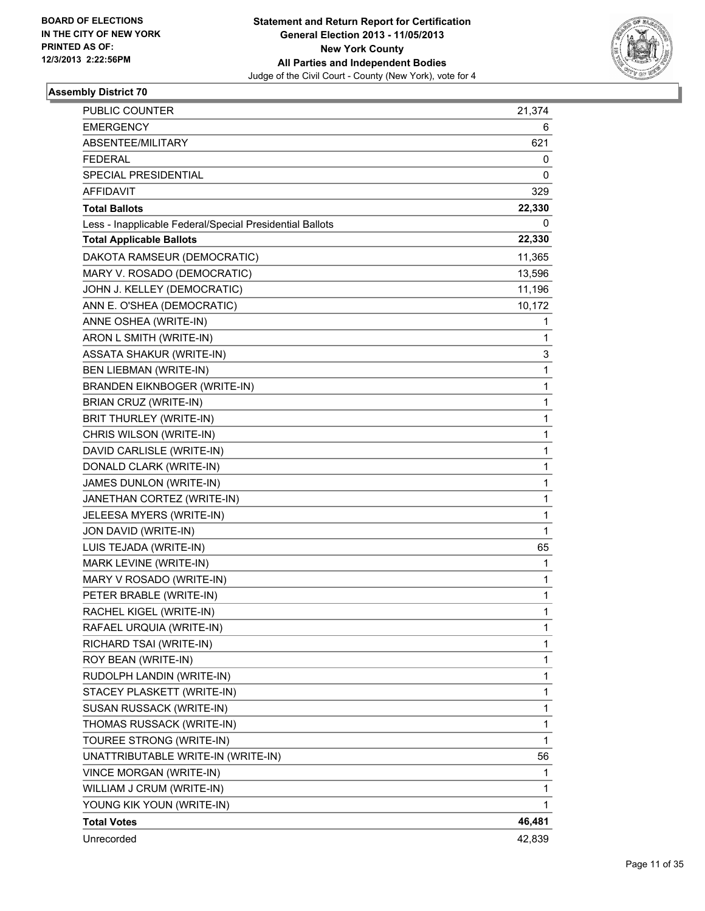BOARD OF ELECTIONS
IN THE CITY OF NEW YORK
PRINTED AS OF:
12/3/2013 2:22:56PM

**Statement and Return Report for Certification**
**General Election 2013 - 11/05/2013**
**New York County**
**All Parties and Independent Bodies**
Judge of the Civil Court - County (New York), vote for 4

### Assembly District 70

| | |
|---|---|
| PUBLIC COUNTER | 21,374 |
| EMERGENCY | 6 |
| ABSENTEE/MILITARY | 621 |
| FEDERAL | 0 |
| SPECIAL PRESIDENTIAL | 0 |
| AFFIDAVIT | 329 |
| **Total Ballots** | **22,330** |
| Less - Inapplicable Federal/Special Presidential Ballots | 0 |
| **Total Applicable Ballots** | **22,330** |
| DAKOTA RAMSEUR (DEMOCRATIC) | 11,365 |
| MARY V. ROSADO (DEMOCRATIC) | 13,596 |
| JOHN J. KELLEY (DEMOCRATIC) | 11,196 |
| ANN E. O'SHEA (DEMOCRATIC) | 10,172 |
| ANNE OSHEA (WRITE-IN) | 1 |
| ARON L SMITH (WRITE-IN) | 1 |
| ASSATA SHAKUR (WRITE-IN) | 3 |
| BEN LIEBMAN (WRITE-IN) | 1 |
| BRANDEN EIKNBOGER (WRITE-IN) | 1 |
| BRIAN CRUZ (WRITE-IN) | 1 |
| BRIT THURLEY (WRITE-IN) | 1 |
| CHRIS WILSON (WRITE-IN) | 1 |
| DAVID CARLISLE (WRITE-IN) | 1 |
| DONALD CLARK (WRITE-IN) | 1 |
| JAMES DUNLON (WRITE-IN) | 1 |
| JANETHAN CORTEZ (WRITE-IN) | 1 |
| JELEESA MYERS (WRITE-IN) | 1 |
| JON DAVID (WRITE-IN) | 1 |
| LUIS TEJADA (WRITE-IN) | 65 |
| MARK LEVINE (WRITE-IN) | 1 |
| MARY V ROSADO (WRITE-IN) | 1 |
| PETER BRABLE (WRITE-IN) | 1 |
| RACHEL KIGEL (WRITE-IN) | 1 |
| RAFAEL URQUIA (WRITE-IN) | 1 |
| RICHARD TSAI (WRITE-IN) | 1 |
| ROY BEAN (WRITE-IN) | 1 |
| RUDOLPH LANDIN (WRITE-IN) | 1 |
| STACEY PLASKETT (WRITE-IN) | 1 |
| SUSAN RUSSACK (WRITE-IN) | 1 |
| THOMAS RUSSACK (WRITE-IN) | 1 |
| TOUREE STRONG (WRITE-IN) | 1 |
| UNATTRIBUTABLE WRITE-IN (WRITE-IN) | 56 |
| VINCE MORGAN (WRITE-IN) | 1 |
| WILLIAM J CRUM (WRITE-IN) | 1 |
| YOUNG KIK YOUN (WRITE-IN) | 1 |
| **Total Votes** | **46,481** |
| Unrecorded | 42,839 |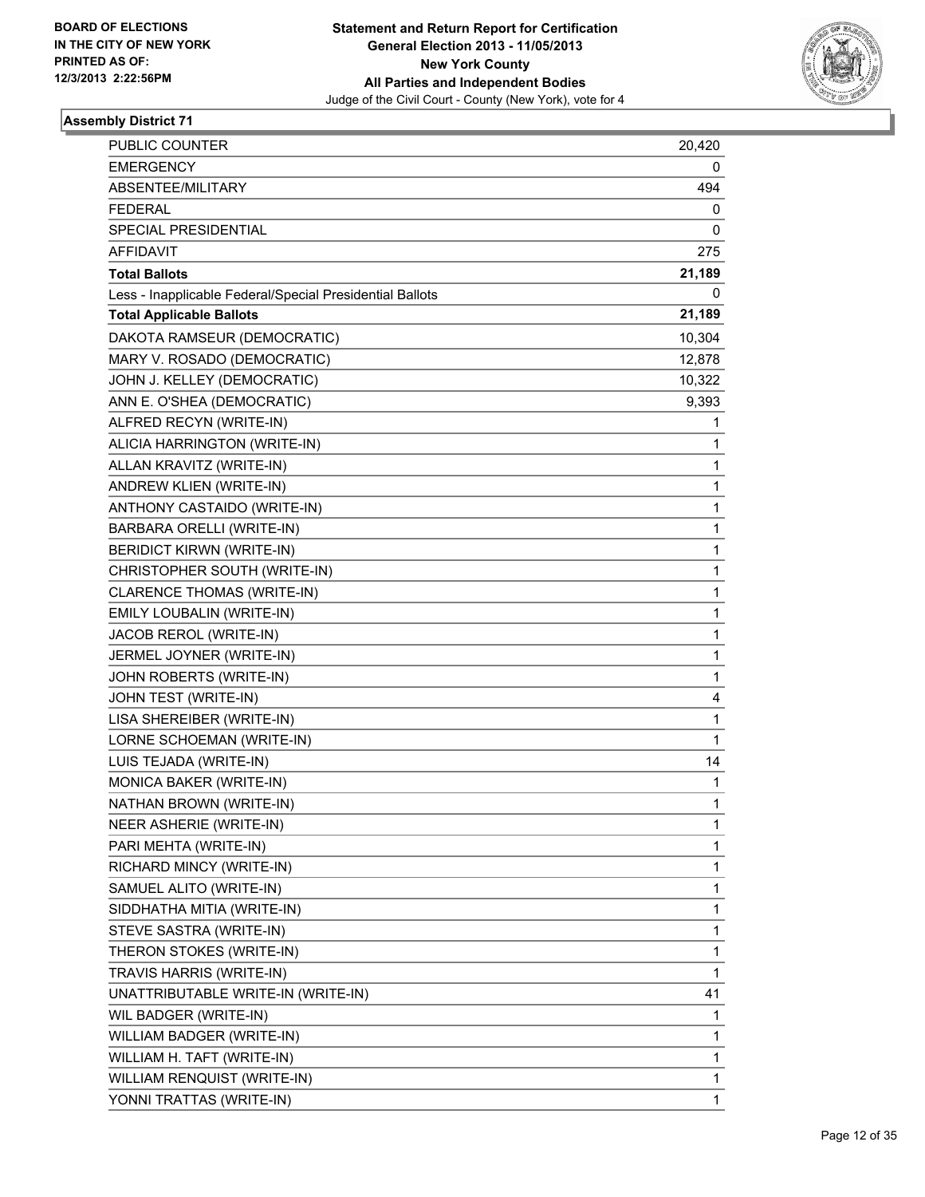BOARD OF ELECTIONS
IN THE CITY OF NEW YORK
PRINTED AS OF:
12/3/2013 2:22:56PM

**Statement and Return Report for Certification**
**General Election 2013 - 11/05/2013**
**New York County**
**All Parties and Independent Bodies**
Judge of the Civil Court - County (New York), vote for 4

### Assembly District 71

| | |
|---|---|
| PUBLIC COUNTER | 20,420 |
| EMERGENCY | 0 |
| ABSENTEE/MILITARY | 494 |
| FEDERAL | 0 |
| SPECIAL PRESIDENTIAL | 0 |
| AFFIDAVIT | 275 |
| **Total Ballots** | **21,189** |
| Less - Inapplicable Federal/Special Presidential Ballots | 0 |
| **Total Applicable Ballots** | **21,189** |
| DAKOTA RAMSEUR (DEMOCRATIC) | 10,304 |
| MARY V. ROSADO (DEMOCRATIC) | 12,878 |
| JOHN J. KELLEY (DEMOCRATIC) | 10,322 |
| ANN E. O'SHEA (DEMOCRATIC) | 9,393 |
| ALFRED RECYN (WRITE-IN) | 1 |
| ALICIA HARRINGTON (WRITE-IN) | 1 |
| ALLAN KRAVITZ (WRITE-IN) | 1 |
| ANDREW KLIEN (WRITE-IN) | 1 |
| ANTHONY CASTAIDO (WRITE-IN) | 1 |
| BARBARA ORELLI (WRITE-IN) | 1 |
| BERIDICT KIRWN (WRITE-IN) | 1 |
| CHRISTOPHER SOUTH (WRITE-IN) | 1 |
| CLARENCE THOMAS (WRITE-IN) | 1 |
| EMILY LOUBALIN (WRITE-IN) | 1 |
| JACOB REROL (WRITE-IN) | 1 |
| JERMEL JOYNER (WRITE-IN) | 1 |
| JOHN ROBERTS (WRITE-IN) | 1 |
| JOHN TEST (WRITE-IN) | 4 |
| LISA SHEREIBER (WRITE-IN) | 1 |
| LORNE SCHOEMAN (WRITE-IN) | 1 |
| LUIS TEJADA (WRITE-IN) | 14 |
| MONICA BAKER (WRITE-IN) | 1 |
| NATHAN BROWN (WRITE-IN) | 1 |
| NEER ASHERIE (WRITE-IN) | 1 |
| PARI MEHTA (WRITE-IN) | 1 |
| RICHARD MINCY (WRITE-IN) | 1 |
| SAMUEL ALITO (WRITE-IN) | 1 |
| SIDDHATHA MITIA (WRITE-IN) | 1 |
| STEVE SASTRA (WRITE-IN) | 1 |
| THERON STOKES (WRITE-IN) | 1 |
| TRAVIS HARRIS (WRITE-IN) | 1 |
| UNATTRIBUTABLE WRITE-IN (WRITE-IN) | 41 |
| WIL BADGER (WRITE-IN) | 1 |
| WILLIAM BADGER (WRITE-IN) | 1 |
| WILLIAM H. TAFT (WRITE-IN) | 1 |
| WILLIAM RENQUIST (WRITE-IN) | 1 |
| YONNI TRATTAS (WRITE-IN) | 1 |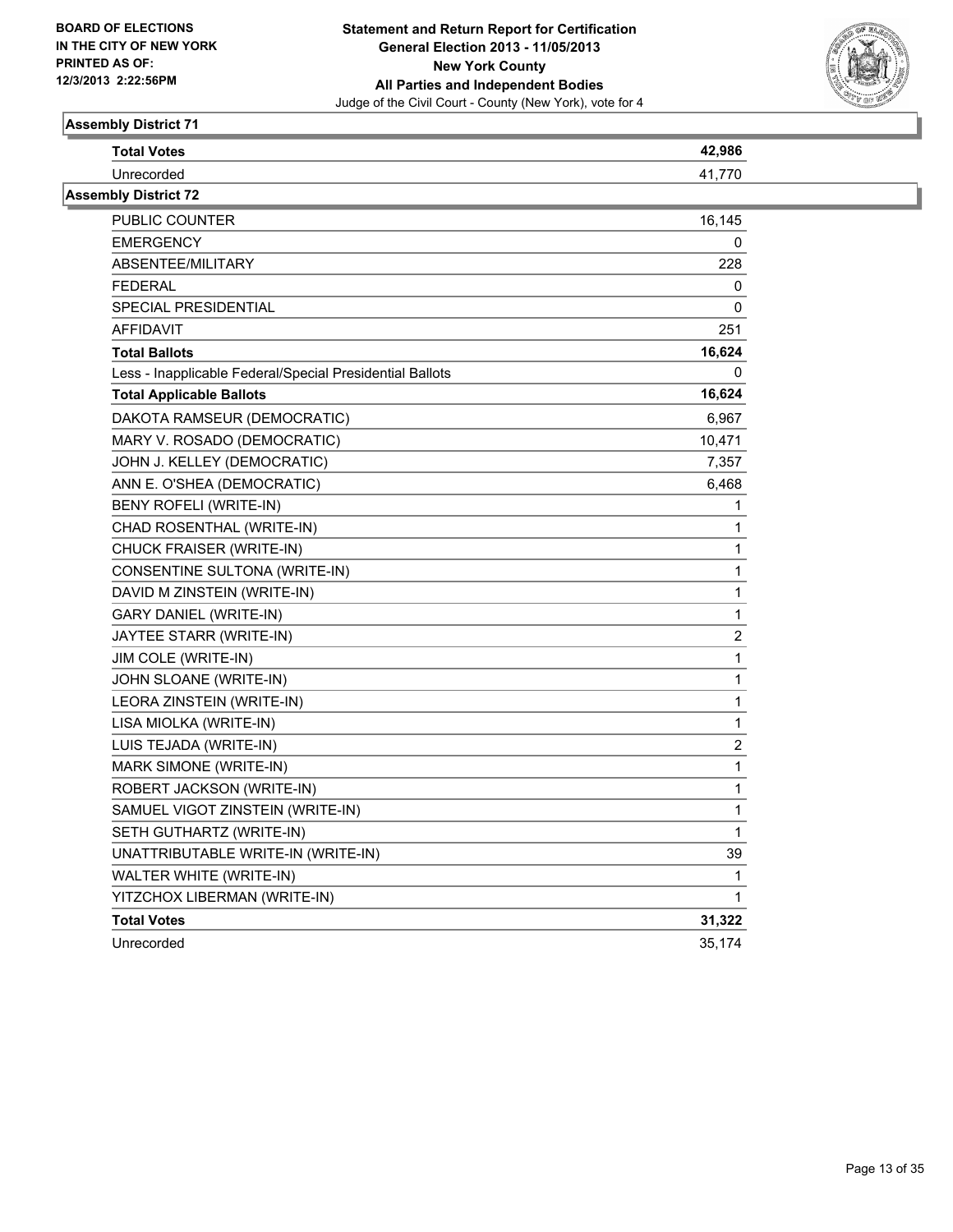**Statement and Return Report for Certification**
**General Election 2013 - 11/05/2013**
**New York County**
**All Parties and Independent Bodies**
Judge of the Civil Court - County (New York), vote for 4

BOARD OF ELECTIONS
IN THE CITY OF NEW YORK
PRINTED AS OF:
12/3/2013 2:22:56PM

### Assembly District 71

| | |
|---|---|
| **Total Votes** | **42,986** |
| Unrecorded | 41,770 |

### Assembly District 72

| | |
|---|---|
| PUBLIC COUNTER | 16,145 |
| EMERGENCY | 0 |
| ABSENTEE/MILITARY | 228 |
| FEDERAL | 0 |
| SPECIAL PRESIDENTIAL | 0 |
| AFFIDAVIT | 251 |
| **Total Ballots** | **16,624** |
| Less - Inapplicable Federal/Special Presidential Ballots | 0 |
| **Total Applicable Ballots** | **16,624** |
| DAKOTA RAMSEUR (DEMOCRATIC) | 6,967 |
| MARY V. ROSADO (DEMOCRATIC) | 10,471 |
| JOHN J. KELLEY (DEMOCRATIC) | 7,357 |
| ANN E. O'SHEA (DEMOCRATIC) | 6,468 |
| BENY ROFELI (WRITE-IN) | 1 |
| CHAD ROSENTHAL (WRITE-IN) | 1 |
| CHUCK FRAISER (WRITE-IN) | 1 |
| CONSENTINE SULTONA (WRITE-IN) | 1 |
| DAVID M ZINSTEIN (WRITE-IN) | 1 |
| GARY DANIEL (WRITE-IN) | 1 |
| JAYTEE STARR (WRITE-IN) | 2 |
| JIM COLE (WRITE-IN) | 1 |
| JOHN SLOANE (WRITE-IN) | 1 |
| LEORA ZINSTEIN (WRITE-IN) | 1 |
| LISA MIOLKA (WRITE-IN) | 1 |
| LUIS TEJADA (WRITE-IN) | 2 |
| MARK SIMONE (WRITE-IN) | 1 |
| ROBERT JACKSON (WRITE-IN) | 1 |
| SAMUEL VIGOT ZINSTEIN (WRITE-IN) | 1 |
| SETH GUTHARTZ (WRITE-IN) | 1 |
| UNATTRIBUTABLE WRITE-IN (WRITE-IN) | 39 |
| WALTER WHITE (WRITE-IN) | 1 |
| YITZCHOX LIBERMAN (WRITE-IN) | 1 |
| **Total Votes** | **31,322** |
| Unrecorded | 35,174 |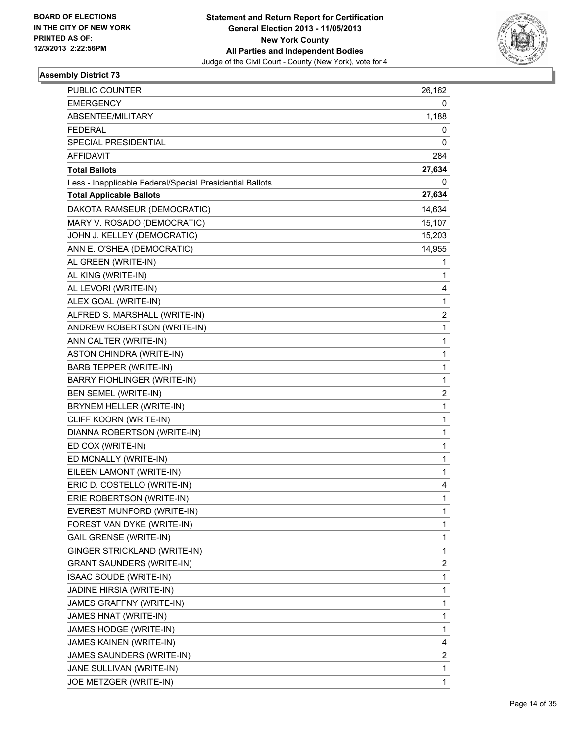BOARD OF ELECTIONS
IN THE CITY OF NEW YORK
PRINTED AS OF:
12/3/2013 2:22:56PM

**Statement and Return Report for Certification**
**General Election 2013 - 11/05/2013**
**New York County**
**All Parties and Independent Bodies**
Judge of the Civil Court - County (New York), vote for 4

### Assembly District 73

| | |
|---|---|
| PUBLIC COUNTER | 26,162 |
| EMERGENCY | 0 |
| ABSENTEE/MILITARY | 1,188 |
| FEDERAL | 0 |
| SPECIAL PRESIDENTIAL | 0 |
| AFFIDAVIT | 284 |
| **Total Ballots** | **27,634** |
| Less - Inapplicable Federal/Special Presidential Ballots | 0 |
| **Total Applicable Ballots** | **27,634** |
| DAKOTA RAMSEUR (DEMOCRATIC) | 14,634 |
| MARY V. ROSADO (DEMOCRATIC) | 15,107 |
| JOHN J. KELLEY (DEMOCRATIC) | 15,203 |
| ANN E. O'SHEA (DEMOCRATIC) | 14,955 |
| AL GREEN (WRITE-IN) | 1 |
| AL KING (WRITE-IN) | 1 |
| AL LEVORI (WRITE-IN) | 4 |
| ALEX GOAL (WRITE-IN) | 1 |
| ALFRED S. MARSHALL (WRITE-IN) | 2 |
| ANDREW ROBERTSON (WRITE-IN) | 1 |
| ANN CALTER (WRITE-IN) | 1 |
| ASTON CHINDRA (WRITE-IN) | 1 |
| BARB TEPPER (WRITE-IN) | 1 |
| BARRY FIOHLINGER (WRITE-IN) | 1 |
| BEN SEMEL (WRITE-IN) | 2 |
| BRYNEM HELLER (WRITE-IN) | 1 |
| CLIFF KOORN (WRITE-IN) | 1 |
| DIANNA ROBERTSON (WRITE-IN) | 1 |
| ED COX (WRITE-IN) | 1 |
| ED MCNALLY (WRITE-IN) | 1 |
| EILEEN LAMONT (WRITE-IN) | 1 |
| ERIC D. COSTELLO (WRITE-IN) | 4 |
| ERIE ROBERTSON (WRITE-IN) | 1 |
| EVEREST MUNFORD (WRITE-IN) | 1 |
| FOREST VAN DYKE (WRITE-IN) | 1 |
| GAIL GRENSE (WRITE-IN) | 1 |
| GINGER STRICKLAND (WRITE-IN) | 1 |
| GRANT SAUNDERS (WRITE-IN) | 2 |
| ISAAC SOUDE (WRITE-IN) | 1 |
| JADINE HIRSIA (WRITE-IN) | 1 |
| JAMES GRAFFNY (WRITE-IN) | 1 |
| JAMES HNAT (WRITE-IN) | 1 |
| JAMES HODGE (WRITE-IN) | 1 |
| JAMES KAINEN (WRITE-IN) | 4 |
| JAMES SAUNDERS (WRITE-IN) | 2 |
| JANE SULLIVAN (WRITE-IN) | 1 |
| JOE METZGER (WRITE-IN) | 1 |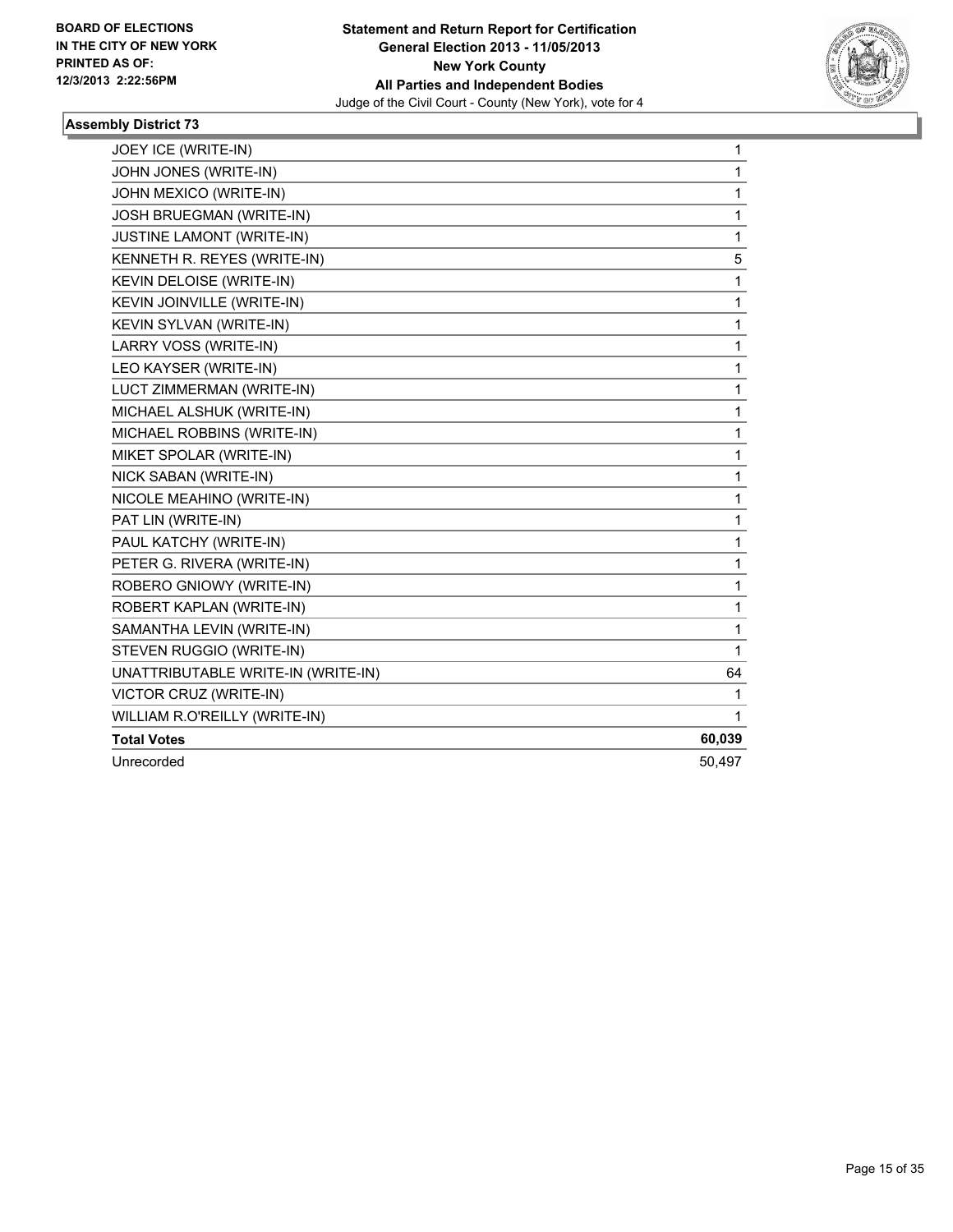**BOARD OF ELECTIONS IN THE CITY OF NEW YORK PRINTED AS OF: 12/3/2013 2:22:56PM**

**Statement and Return Report for Certification**
**General Election 2013 - 11/05/2013**
**New York County**
**All Parties and Independent Bodies**
Judge of the Civil Court - County (New York), vote for 4

## Assembly District 73

| Candidate | Votes |
|---|---|
| JOEY ICE (WRITE-IN) | 1 |
| JOHN JONES (WRITE-IN) | 1 |
| JOHN MEXICO (WRITE-IN) | 1 |
| JOSH BRUEGMAN (WRITE-IN) | 1 |
| JUSTINE LAMONT (WRITE-IN) | 1 |
| KENNETH R. REYES (WRITE-IN) | 5 |
| KEVIN DELOISE (WRITE-IN) | 1 |
| KEVIN JOINVILLE (WRITE-IN) | 1 |
| KEVIN SYLVAN (WRITE-IN) | 1 |
| LARRY VOSS (WRITE-IN) | 1 |
| LEO KAYSER (WRITE-IN) | 1 |
| LUCT ZIMMERMAN (WRITE-IN) | 1 |
| MICHAEL ALSHUK (WRITE-IN) | 1 |
| MICHAEL ROBBINS (WRITE-IN) | 1 |
| MIKET SPOLAR (WRITE-IN) | 1 |
| NICK SABAN (WRITE-IN) | 1 |
| NICOLE MEAHINO (WRITE-IN) | 1 |
| PAT LIN (WRITE-IN) | 1 |
| PAUL KATCHY (WRITE-IN) | 1 |
| PETER G. RIVERA (WRITE-IN) | 1 |
| ROBERO GNIOWY (WRITE-IN) | 1 |
| ROBERT KAPLAN (WRITE-IN) | 1 |
| SAMANTHA LEVIN (WRITE-IN) | 1 |
| STEVEN RUGGIO (WRITE-IN) | 1 |
| UNATTRIBUTABLE WRITE-IN (WRITE-IN) | 64 |
| VICTOR CRUZ (WRITE-IN) | 1 |
| WILLIAM R.O'REILLY (WRITE-IN) | 1 |
| **Total Votes** | **60,039** |
| Unrecorded | 50,497 |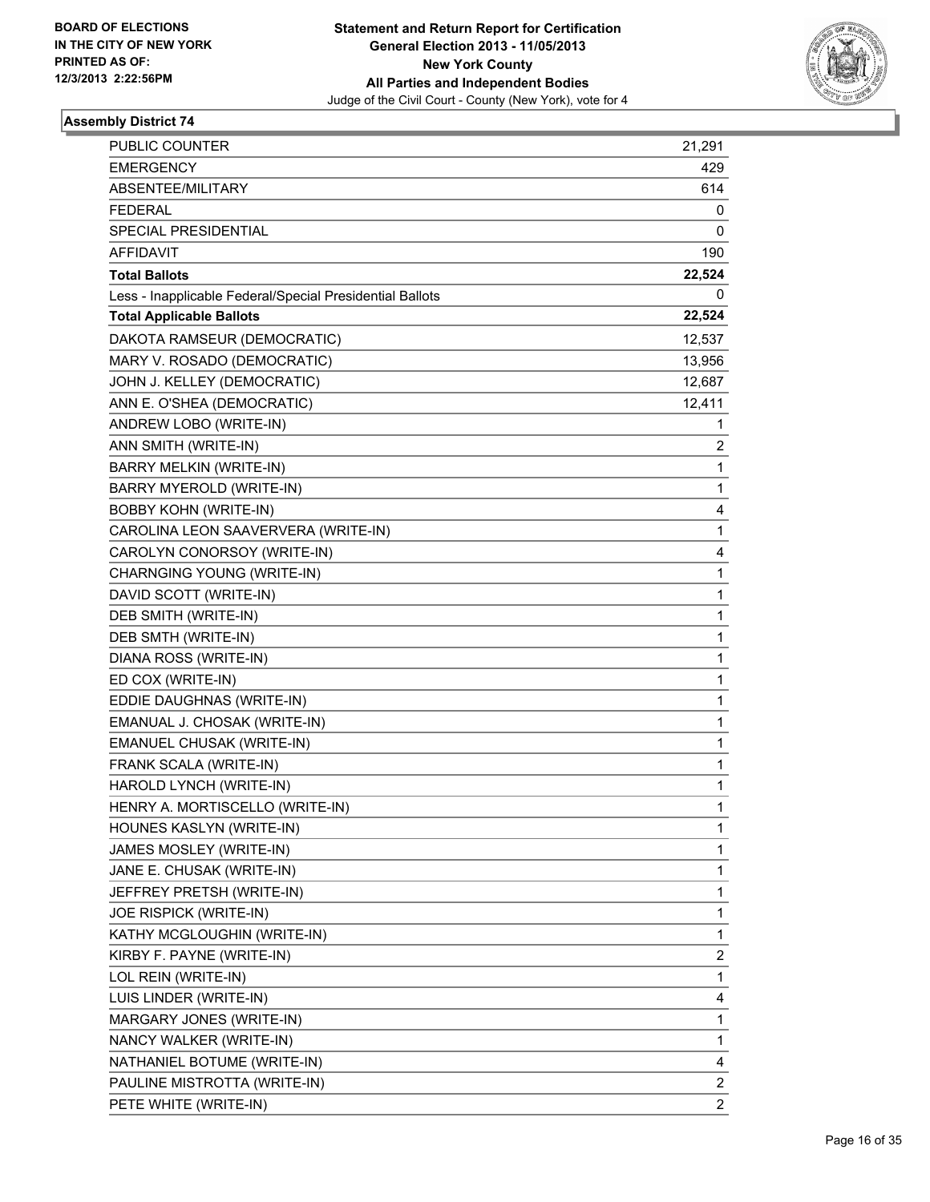**BOARD OF ELECTIONS IN THE CITY OF NEW YORK PRINTED AS OF: 12/3/2013 2:22:56PM**

**Statement and Return Report for Certification General Election 2013 - 11/05/2013 New York County All Parties and Independent Bodies**

Judge of the Civil Court - County (New York), vote for 4

### Assembly District 74

| | |
|---|---|
| PUBLIC COUNTER | 21,291 |
| EMERGENCY | 429 |
| ABSENTEE/MILITARY | 614 |
| FEDERAL | 0 |
| SPECIAL PRESIDENTIAL | 0 |
| AFFIDAVIT | 190 |
| **Total Ballots** | **22,524** |
| Less - Inapplicable Federal/Special Presidential Ballots | 0 |
| **Total Applicable Ballots** | **22,524** |
| DAKOTA RAMSEUR (DEMOCRATIC) | 12,537 |
| MARY V. ROSADO (DEMOCRATIC) | 13,956 |
| JOHN J. KELLEY (DEMOCRATIC) | 12,687 |
| ANN E. O'SHEA (DEMOCRATIC) | 12,411 |
| ANDREW LOBO (WRITE-IN) | 1 |
| ANN SMITH (WRITE-IN) | 2 |
| BARRY MELKIN (WRITE-IN) | 1 |
| BARRY MYEROLD (WRITE-IN) | 1 |
| BOBBY KOHN (WRITE-IN) | 4 |
| CAROLINA LEON SAAVERVERA (WRITE-IN) | 1 |
| CAROLYN CONORSOY (WRITE-IN) | 4 |
| CHARNGING YOUNG (WRITE-IN) | 1 |
| DAVID SCOTT (WRITE-IN) | 1 |
| DEB SMITH (WRITE-IN) | 1 |
| DEB SMTH (WRITE-IN) | 1 |
| DIANA ROSS (WRITE-IN) | 1 |
| ED COX (WRITE-IN) | 1 |
| EDDIE DAUGHNAS (WRITE-IN) | 1 |
| EMANUAL J. CHOSAK (WRITE-IN) | 1 |
| EMANUEL CHUSAK (WRITE-IN) | 1 |
| FRANK SCALA (WRITE-IN) | 1 |
| HAROLD LYNCH (WRITE-IN) | 1 |
| HENRY A. MORTISCELLO (WRITE-IN) | 1 |
| HOUNES KASLYN (WRITE-IN) | 1 |
| JAMES MOSLEY (WRITE-IN) | 1 |
| JANE E. CHUSAK (WRITE-IN) | 1 |
| JEFFREY PRETSH (WRITE-IN) | 1 |
| JOE RISPICK (WRITE-IN) | 1 |
| KATHY MCGLOUGHIN (WRITE-IN) | 1 |
| KIRBY F. PAYNE (WRITE-IN) | 2 |
| LOL REIN (WRITE-IN) | 1 |
| LUIS LINDER (WRITE-IN) | 4 |
| MARGARY JONES (WRITE-IN) | 1 |
| NANCY WALKER (WRITE-IN) | 1 |
| NATHANIEL BOTUME (WRITE-IN) | 4 |
| PAULINE MISTROTTA (WRITE-IN) | 2 |
| PETE WHITE (WRITE-IN) | 2 |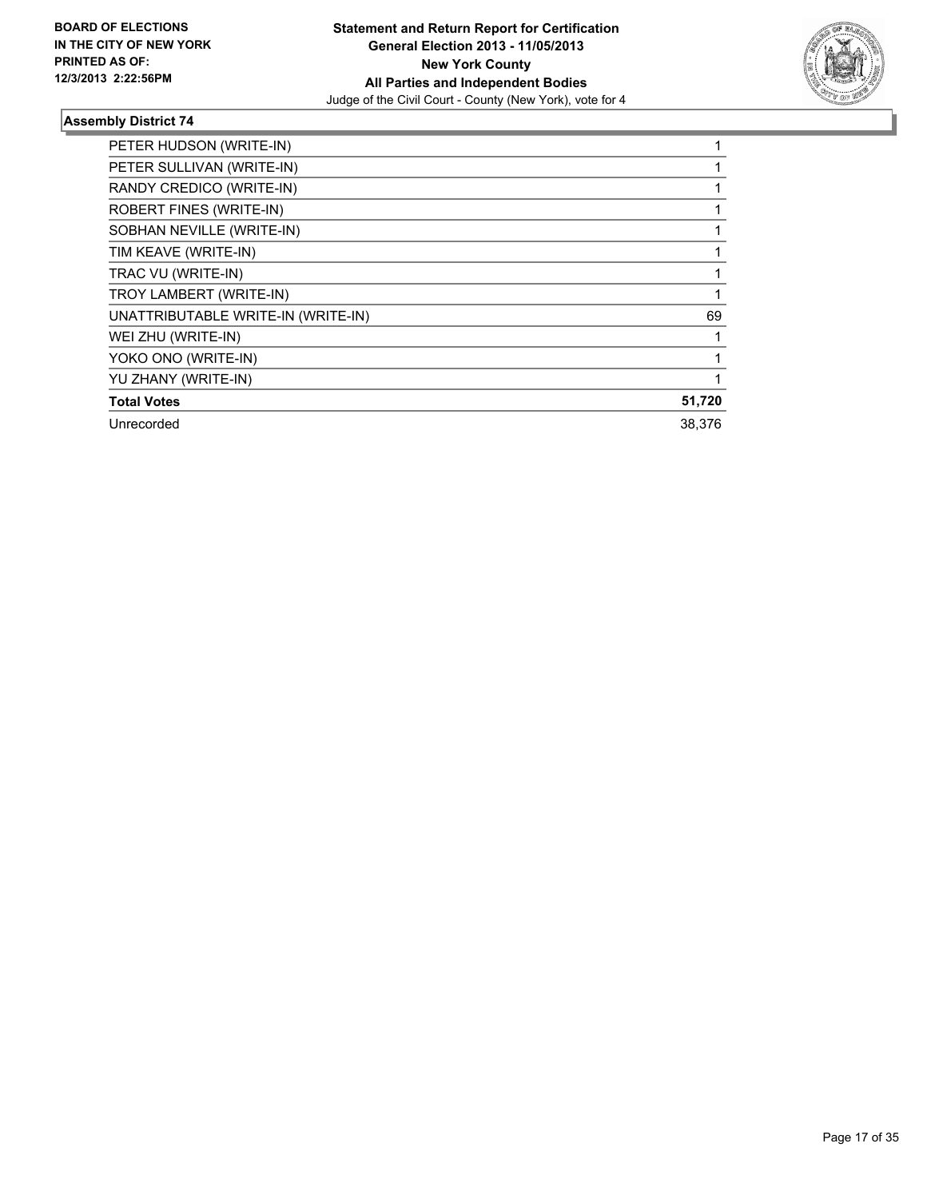**Statement and Return Report for Certification**
**General Election 2013 - 11/05/2013**
**New York County**
**All Parties and Independent Bodies**
Judge of the Civil Court - County (New York), vote for 4

BOARD OF ELECTIONS IN THE CITY OF NEW YORK PRINTED AS OF: 12/3/2013 2:22:56PM

### Assembly District 74

| | |
|---|---|
| PETER HUDSON (WRITE-IN) | 1 |
| PETER SULLIVAN (WRITE-IN) | 1 |
| RANDY CREDICO (WRITE-IN) | 1 |
| ROBERT FINES (WRITE-IN) | 1 |
| SOBHAN NEVILLE (WRITE-IN) | 1 |
| TIM KEAVE (WRITE-IN) | 1 |
| TRAC VU (WRITE-IN) | 1 |
| TROY LAMBERT (WRITE-IN) | 1 |
| UNATTRIBUTABLE WRITE-IN (WRITE-IN) | 69 |
| WEI ZHU (WRITE-IN) | 1 |
| YOKO ONO (WRITE-IN) | 1 |
| YU ZHANY (WRITE-IN) | 1 |
| **Total Votes** | **51,720** |
| Unrecorded | 38,376 |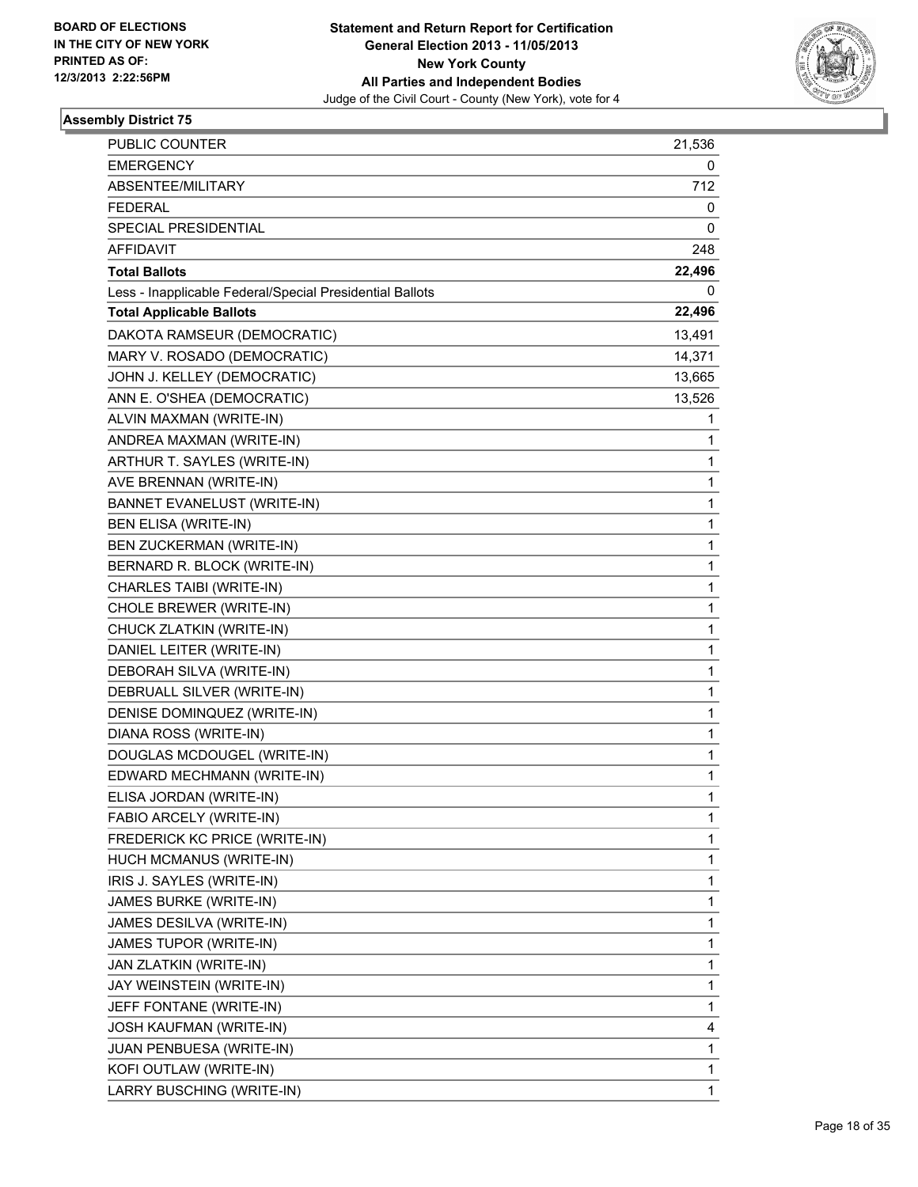BOARD OF ELECTIONS
IN THE CITY OF NEW YORK
PRINTED AS OF:
12/3/2013 2:22:56PM

**Statement and Return Report for Certification**
**General Election 2013 - 11/05/2013**
**New York County**
**All Parties and Independent Bodies**
Judge of the Civil Court - County (New York), vote for 4

### Assembly District 75

| | |
|---|---|
| PUBLIC COUNTER | 21,536 |
| EMERGENCY | 0 |
| ABSENTEE/MILITARY | 712 |
| FEDERAL | 0 |
| SPECIAL PRESIDENTIAL | 0 |
| AFFIDAVIT | 248 |
| **Total Ballots** | **22,496** |
| Less - Inapplicable Federal/Special Presidential Ballots | 0 |
| **Total Applicable Ballots** | **22,496** |
| DAKOTA RAMSEUR (DEMOCRATIC) | 13,491 |
| MARY V. ROSADO (DEMOCRATIC) | 14,371 |
| JOHN J. KELLEY (DEMOCRATIC) | 13,665 |
| ANN E. O'SHEA (DEMOCRATIC) | 13,526 |
| ALVIN MAXMAN (WRITE-IN) | 1 |
| ANDREA MAXMAN (WRITE-IN) | 1 |
| ARTHUR T. SAYLES (WRITE-IN) | 1 |
| AVE BRENNAN (WRITE-IN) | 1 |
| BANNET EVANELUST (WRITE-IN) | 1 |
| BEN ELISA (WRITE-IN) | 1 |
| BEN ZUCKERMAN (WRITE-IN) | 1 |
| BERNARD R. BLOCK (WRITE-IN) | 1 |
| CHARLES TAIBI (WRITE-IN) | 1 |
| CHOLE BREWER (WRITE-IN) | 1 |
| CHUCK ZLATKIN (WRITE-IN) | 1 |
| DANIEL LEITER (WRITE-IN) | 1 |
| DEBORAH SILVA (WRITE-IN) | 1 |
| DEBRUALL SILVER (WRITE-IN) | 1 |
| DENISE DOMINQUEZ (WRITE-IN) | 1 |
| DIANA ROSS (WRITE-IN) | 1 |
| DOUGLAS MCDOUGEL (WRITE-IN) | 1 |
| EDWARD MECHMANN (WRITE-IN) | 1 |
| ELISA JORDAN (WRITE-IN) | 1 |
| FABIO ARCELY (WRITE-IN) | 1 |
| FREDERICK KC PRICE (WRITE-IN) | 1 |
| HUCH MCMANUS (WRITE-IN) | 1 |
| IRIS J. SAYLES (WRITE-IN) | 1 |
| JAMES BURKE (WRITE-IN) | 1 |
| JAMES DESILVA (WRITE-IN) | 1 |
| JAMES TUPOR (WRITE-IN) | 1 |
| JAN ZLATKIN (WRITE-IN) | 1 |
| JAY WEINSTEIN (WRITE-IN) | 1 |
| JEFF FONTANE (WRITE-IN) | 1 |
| JOSH KAUFMAN (WRITE-IN) | 4 |
| JUAN PENBUESA (WRITE-IN) | 1 |
| KOFI OUTLAW (WRITE-IN) | 1 |
| LARRY BUSCHING (WRITE-IN) | 1 |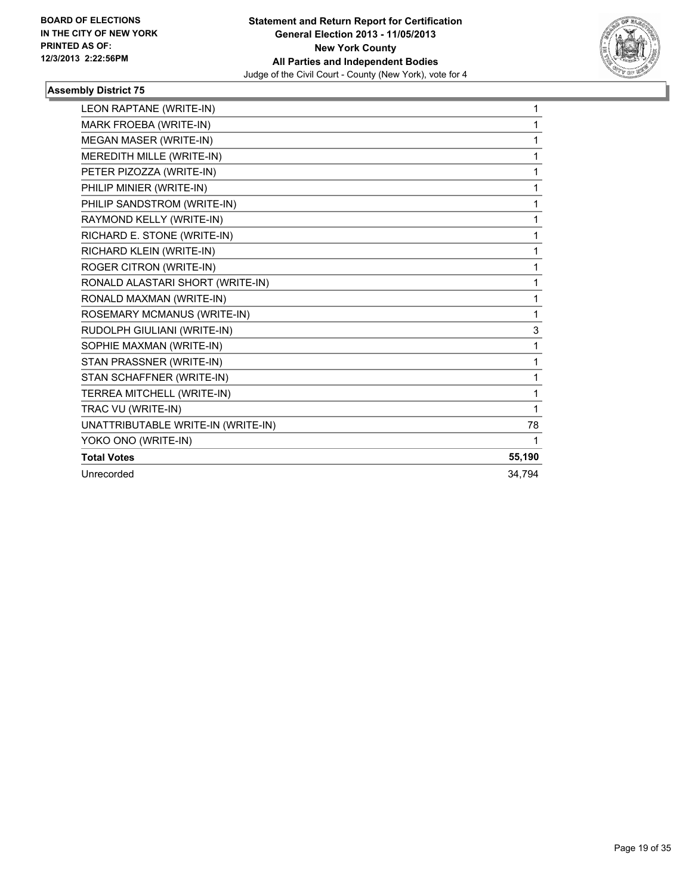**BOARD OF ELECTIONS IN THE CITY OF NEW YORK PRINTED AS OF: 12/3/2013 2:22:56PM**

**Statement and Return Report for Certification**
**General Election 2013 - 11/05/2013**
**New York County**
**All Parties and Independent Bodies**
Judge of the Civil Court - County (New York), vote for 4

### Assembly District 75

| | |
|---|---|
| LEON RAPTANE (WRITE-IN) | 1 |
| MARK FROEBA (WRITE-IN) | 1 |
| MEGAN MASER (WRITE-IN) | 1 |
| MEREDITH MILLE (WRITE-IN) | 1 |
| PETER PIZOZZA (WRITE-IN) | 1 |
| PHILIP MINIER (WRITE-IN) | 1 |
| PHILIP SANDSTROM (WRITE-IN) | 1 |
| RAYMOND KELLY (WRITE-IN) | 1 |
| RICHARD E. STONE (WRITE-IN) | 1 |
| RICHARD KLEIN (WRITE-IN) | 1 |
| ROGER CITRON (WRITE-IN) | 1 |
| RONALD ALASTARI SHORT (WRITE-IN) | 1 |
| RONALD MAXMAN (WRITE-IN) | 1 |
| ROSEMARY MCMANUS (WRITE-IN) | 1 |
| RUDOLPH GIULIANI (WRITE-IN) | 3 |
| SOPHIE MAXMAN (WRITE-IN) | 1 |
| STAN PRASSNER (WRITE-IN) | 1 |
| STAN SCHAFFNER (WRITE-IN) | 1 |
| TERREA MITCHELL (WRITE-IN) | 1 |
| TRAC VU (WRITE-IN) | 1 |
| UNATTRIBUTABLE WRITE-IN (WRITE-IN) | 78 |
| YOKO ONO (WRITE-IN) | 1 |
| **Total Votes** | **55,190** |
| Unrecorded | 34,794 |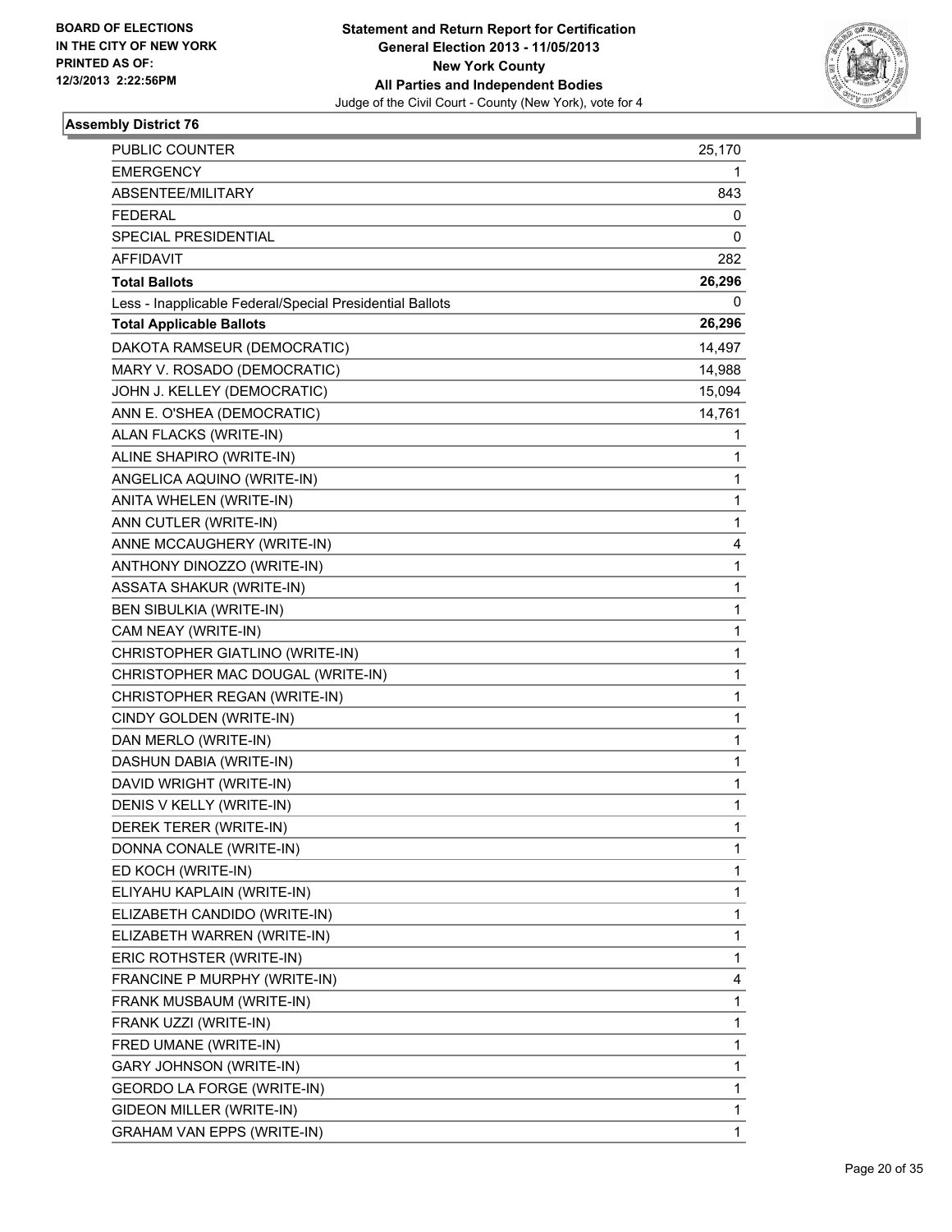BOARD OF ELECTIONS
IN THE CITY OF NEW YORK
PRINTED AS OF:
12/3/2013 2:22:56PM

**Statement and Return Report for Certification**
**General Election 2013 - 11/05/2013**
**New York County**
**All Parties and Independent Bodies**
Judge of the Civil Court - County (New York), vote for 4

### Assembly District 76

| | |
|---|---|
| PUBLIC COUNTER | 25,170 |
| EMERGENCY | 1 |
| ABSENTEE/MILITARY | 843 |
| FEDERAL | 0 |
| SPECIAL PRESIDENTIAL | 0 |
| AFFIDAVIT | 282 |
| **Total Ballots** | **26,296** |
| Less - Inapplicable Federal/Special Presidential Ballots | 0 |
| **Total Applicable Ballots** | **26,296** |
| DAKOTA RAMSEUR (DEMOCRATIC) | 14,497 |
| MARY V. ROSADO (DEMOCRATIC) | 14,988 |
| JOHN J. KELLEY (DEMOCRATIC) | 15,094 |
| ANN E. O'SHEA (DEMOCRATIC) | 14,761 |
| ALAN FLACKS (WRITE-IN) | 1 |
| ALINE SHAPIRO (WRITE-IN) | 1 |
| ANGELICA AQUINO (WRITE-IN) | 1 |
| ANITA WHELEN (WRITE-IN) | 1 |
| ANN CUTLER (WRITE-IN) | 1 |
| ANNE MCCAUGHERY (WRITE-IN) | 4 |
| ANTHONY DINOZZO (WRITE-IN) | 1 |
| ASSATA SHAKUR (WRITE-IN) | 1 |
| BEN SIBULKIA (WRITE-IN) | 1 |
| CAM NEAY (WRITE-IN) | 1 |
| CHRISTOPHER GIATLINO (WRITE-IN) | 1 |
| CHRISTOPHER MAC DOUGAL (WRITE-IN) | 1 |
| CHRISTOPHER REGAN (WRITE-IN) | 1 |
| CINDY GOLDEN (WRITE-IN) | 1 |
| DAN MERLO (WRITE-IN) | 1 |
| DASHUN DABIA (WRITE-IN) | 1 |
| DAVID WRIGHT (WRITE-IN) | 1 |
| DENIS V KELLY (WRITE-IN) | 1 |
| DEREK TERER (WRITE-IN) | 1 |
| DONNA CONALE (WRITE-IN) | 1 |
| ED KOCH (WRITE-IN) | 1 |
| ELIYAHU KAPLAIN (WRITE-IN) | 1 |
| ELIZABETH CANDIDO (WRITE-IN) | 1 |
| ELIZABETH WARREN (WRITE-IN) | 1 |
| ERIC ROTHSTER (WRITE-IN) | 1 |
| FRANCINE P MURPHY (WRITE-IN) | 4 |
| FRANK MUSBAUM (WRITE-IN) | 1 |
| FRANK UZZI (WRITE-IN) | 1 |
| FRED UMANE (WRITE-IN) | 1 |
| GARY JOHNSON (WRITE-IN) | 1 |
| GEORDO LA FORGE (WRITE-IN) | 1 |
| GIDEON MILLER (WRITE-IN) | 1 |
| GRAHAM VAN EPPS (WRITE-IN) | 1 |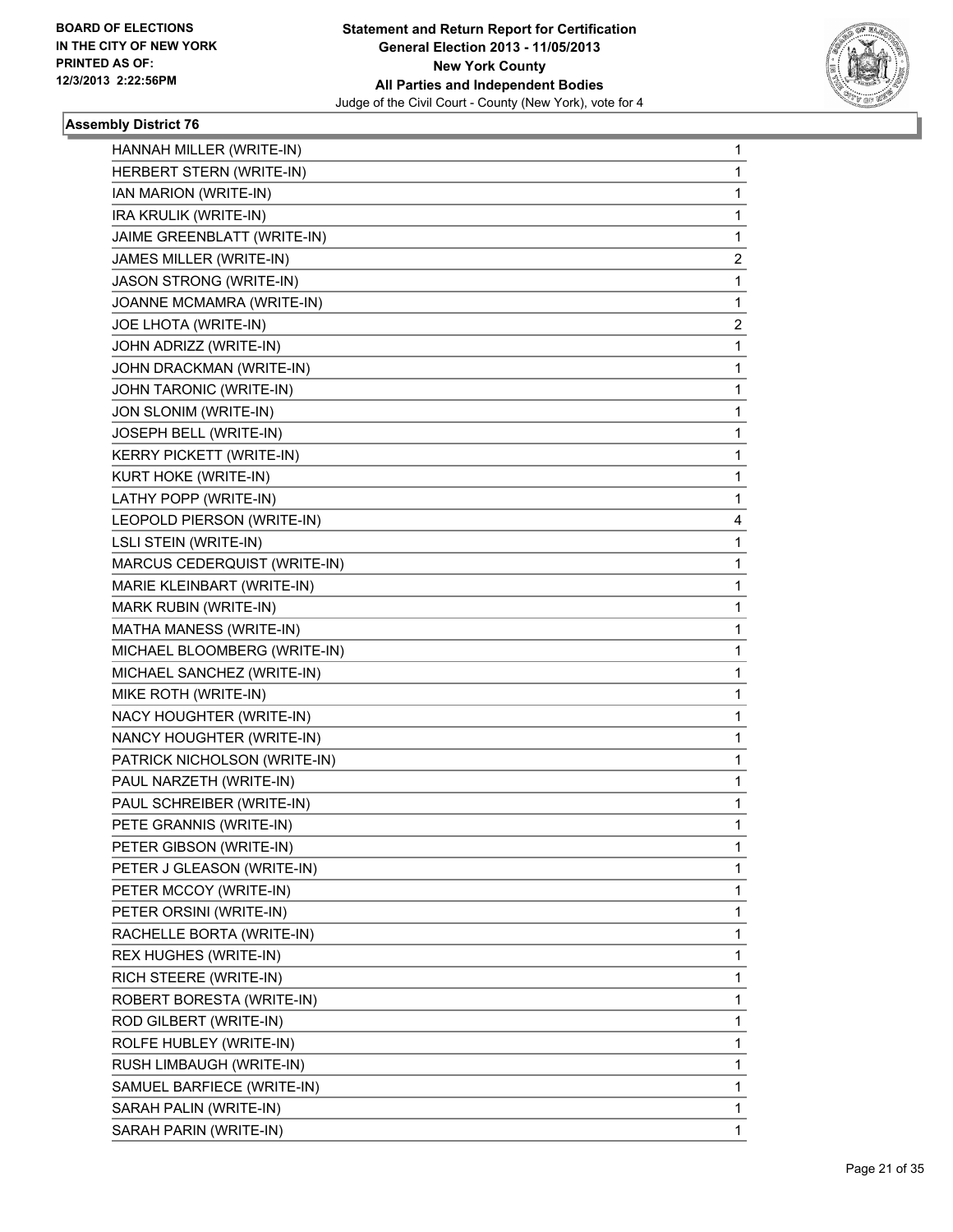BOARD OF ELECTIONS
IN THE CITY OF NEW YORK
PRINTED AS OF:
12/3/2013 2:22:56PM

**Statement and Return Report for Certification**
**General Election 2013 - 11/05/2013**
**New York County**
**All Parties and Independent Bodies**
Judge of the Civil Court - County (New York), vote for 4

### Assembly District 76

| Candidate | Votes |
|---|---|
| HANNAH MILLER (WRITE-IN) | 1 |
| HERBERT STERN (WRITE-IN) | 1 |
| IAN MARION (WRITE-IN) | 1 |
| IRA KRULIK (WRITE-IN) | 1 |
| JAIME GREENBLATT (WRITE-IN) | 1 |
| JAMES MILLER (WRITE-IN) | 2 |
| JASON STRONG (WRITE-IN) | 1 |
| JOANNE MCMAMRA (WRITE-IN) | 1 |
| JOE LHOTA (WRITE-IN) | 2 |
| JOHN ADRIZZ (WRITE-IN) | 1 |
| JOHN DRACKMAN (WRITE-IN) | 1 |
| JOHN TARONIC (WRITE-IN) | 1 |
| JON SLONIM (WRITE-IN) | 1 |
| JOSEPH BELL (WRITE-IN) | 1 |
| KERRY PICKETT (WRITE-IN) | 1 |
| KURT HOKE (WRITE-IN) | 1 |
| LATHY POPP (WRITE-IN) | 1 |
| LEOPOLD PIERSON (WRITE-IN) | 4 |
| LSLI STEIN (WRITE-IN) | 1 |
| MARCUS CEDERQUIST (WRITE-IN) | 1 |
| MARIE KLEINBART (WRITE-IN) | 1 |
| MARK RUBIN (WRITE-IN) | 1 |
| MATHA MANESS (WRITE-IN) | 1 |
| MICHAEL BLOOMBERG (WRITE-IN) | 1 |
| MICHAEL SANCHEZ (WRITE-IN) | 1 |
| MIKE ROTH (WRITE-IN) | 1 |
| NACY HOUGHTER (WRITE-IN) | 1 |
| NANCY HOUGHTER (WRITE-IN) | 1 |
| PATRICK NICHOLSON (WRITE-IN) | 1 |
| PAUL NARZETH (WRITE-IN) | 1 |
| PAUL SCHREIBER (WRITE-IN) | 1 |
| PETE GRANNIS (WRITE-IN) | 1 |
| PETER GIBSON (WRITE-IN) | 1 |
| PETER J GLEASON (WRITE-IN) | 1 |
| PETER MCCOY (WRITE-IN) | 1 |
| PETER ORSINI (WRITE-IN) | 1 |
| RACHELLE BORTA (WRITE-IN) | 1 |
| REX HUGHES (WRITE-IN) | 1 |
| RICH STEERE (WRITE-IN) | 1 |
| ROBERT BORESTA (WRITE-IN) | 1 |
| ROD GILBERT (WRITE-IN) | 1 |
| ROLFE HUBLEY (WRITE-IN) | 1 |
| RUSH LIMBAUGH (WRITE-IN) | 1 |
| SAMUEL BARFIECE (WRITE-IN) | 1 |
| SARAH PALIN (WRITE-IN) | 1 |
| SARAH PARIN (WRITE-IN) | 1 |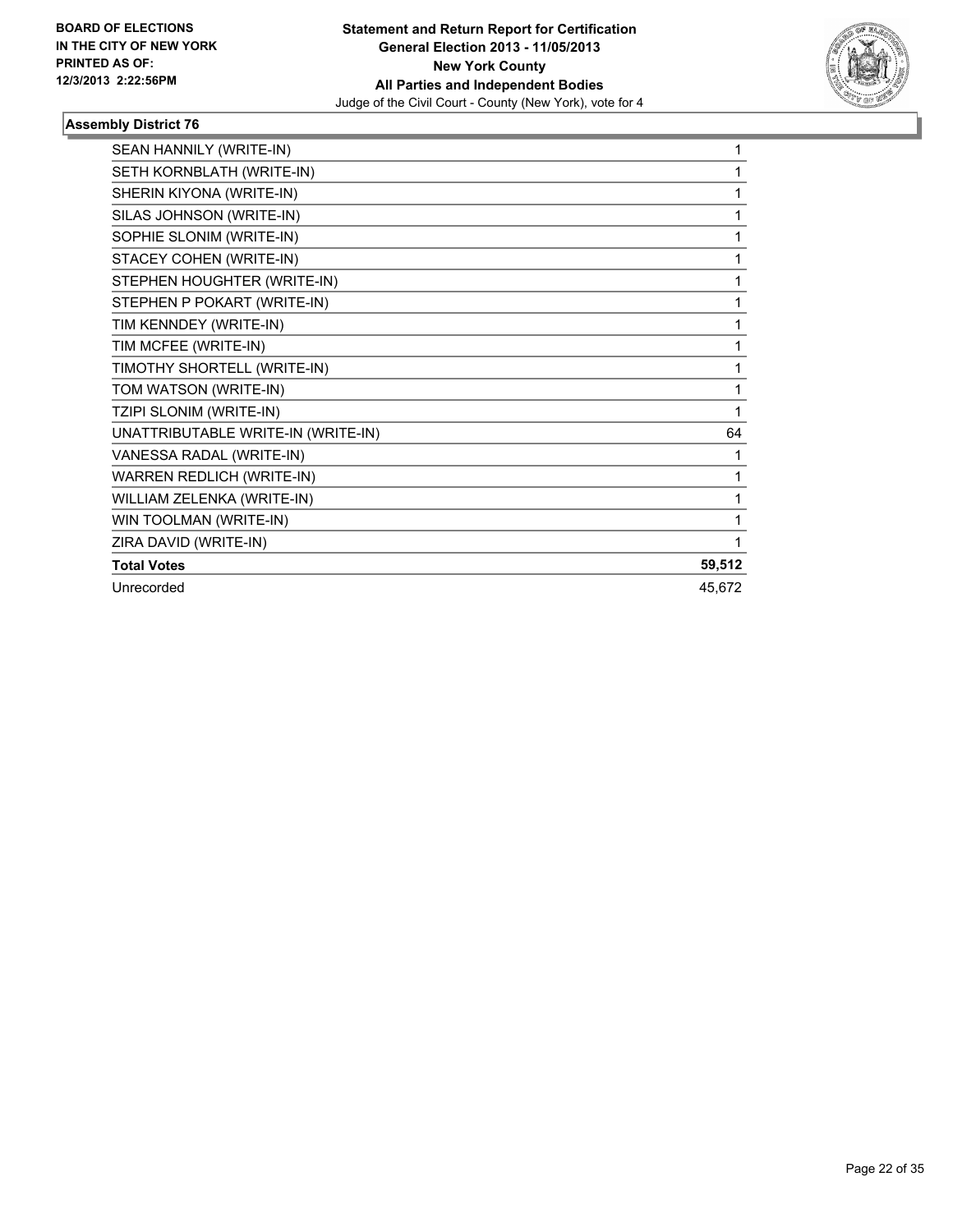**BOARD OF ELECTIONS IN THE CITY OF NEW YORK PRINTED AS OF: 12/3/2013 2:22:56PM**

**Statement and Return Report for Certification**
**General Election 2013 - 11/05/2013**
**New York County**
**All Parties and Independent Bodies**
Judge of the Civil Court - County (New York), vote for 4

## Assembly District 76

| | |
|---|---|
| SEAN HANNILY (WRITE-IN) | 1 |
| SETH KORNBLATH (WRITE-IN) | 1 |
| SHERIN KIYONA (WRITE-IN) | 1 |
| SILAS JOHNSON (WRITE-IN) | 1 |
| SOPHIE SLONIM (WRITE-IN) | 1 |
| STACEY COHEN (WRITE-IN) | 1 |
| STEPHEN HOUGHTER (WRITE-IN) | 1 |
| STEPHEN P POKART (WRITE-IN) | 1 |
| TIM KENNDEY (WRITE-IN) | 1 |
| TIM MCFEE (WRITE-IN) | 1 |
| TIMOTHY SHORTELL (WRITE-IN) | 1 |
| TOM WATSON (WRITE-IN) | 1 |
| TZIPI SLONIM (WRITE-IN) | 1 |
| UNATTRIBUTABLE WRITE-IN (WRITE-IN) | 64 |
| VANESSA RADAL (WRITE-IN) | 1 |
| WARREN REDLICH (WRITE-IN) | 1 |
| WILLIAM ZELENKA (WRITE-IN) | 1 |
| WIN TOOLMAN (WRITE-IN) | 1 |
| ZIRA DAVID (WRITE-IN) | 1 |
| **Total Votes** | **59,512** |
| Unrecorded | 45,672 |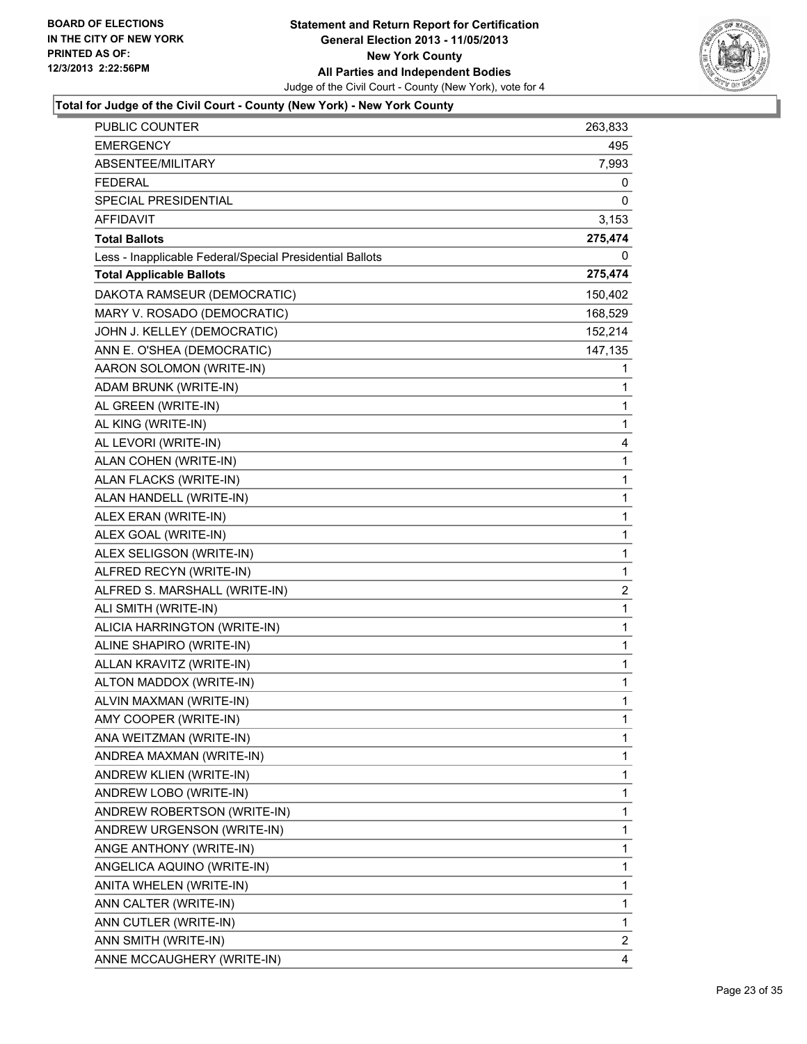BOARD OF ELECTIONS
IN THE CITY OF NEW YORK
PRINTED AS OF:
12/3/2013 2:22:56PM

**Statement and Return Report for Certification**
**General Election 2013 - 11/05/2013**
**New York County**
**All Parties and Independent Bodies**
Judge of the Civil Court - County (New York), vote for 4

**Total for Judge of the Civil Court - County (New York) - New York County**

| | |
|---|---|
| PUBLIC COUNTER | 263,833 |
| EMERGENCY | 495 |
| ABSENTEE/MILITARY | 7,993 |
| FEDERAL | 0 |
| SPECIAL PRESIDENTIAL | 0 |
| AFFIDAVIT | 3,153 |
| **Total Ballots** | **275,474** |
| Less - Inapplicable Federal/Special Presidential Ballots | 0 |
| **Total Applicable Ballots** | **275,474** |
| DAKOTA RAMSEUR (DEMOCRATIC) | 150,402 |
| MARY V. ROSADO (DEMOCRATIC) | 168,529 |
| JOHN J. KELLEY (DEMOCRATIC) | 152,214 |
| ANN E. O'SHEA (DEMOCRATIC) | 147,135 |
| AARON SOLOMON (WRITE-IN) | 1 |
| ADAM BRUNK (WRITE-IN) | 1 |
| AL GREEN (WRITE-IN) | 1 |
| AL KING (WRITE-IN) | 1 |
| AL LEVORI (WRITE-IN) | 4 |
| ALAN COHEN (WRITE-IN) | 1 |
| ALAN FLACKS (WRITE-IN) | 1 |
| ALAN HANDELL (WRITE-IN) | 1 |
| ALEX ERAN (WRITE-IN) | 1 |
| ALEX GOAL (WRITE-IN) | 1 |
| ALEX SELIGSON (WRITE-IN) | 1 |
| ALFRED RECYN (WRITE-IN) | 1 |
| ALFRED S. MARSHALL (WRITE-IN) | 2 |
| ALI SMITH (WRITE-IN) | 1 |
| ALICIA HARRINGTON (WRITE-IN) | 1 |
| ALINE SHAPIRO (WRITE-IN) | 1 |
| ALLAN KRAVITZ (WRITE-IN) | 1 |
| ALTON MADDOX (WRITE-IN) | 1 |
| ALVIN MAXMAN (WRITE-IN) | 1 |
| AMY COOPER (WRITE-IN) | 1 |
| ANA WEITZMAN (WRITE-IN) | 1 |
| ANDREA MAXMAN (WRITE-IN) | 1 |
| ANDREW KLIEN (WRITE-IN) | 1 |
| ANDREW LOBO (WRITE-IN) | 1 |
| ANDREW ROBERTSON (WRITE-IN) | 1 |
| ANDREW URGENSON (WRITE-IN) | 1 |
| ANGE ANTHONY (WRITE-IN) | 1 |
| ANGELICA AQUINO (WRITE-IN) | 1 |
| ANITA WHELEN (WRITE-IN) | 1 |
| ANN CALTER (WRITE-IN) | 1 |
| ANN CUTLER (WRITE-IN) | 1 |
| ANN SMITH (WRITE-IN) | 2 |
| ANNE MCCAUGHERY (WRITE-IN) | 4 |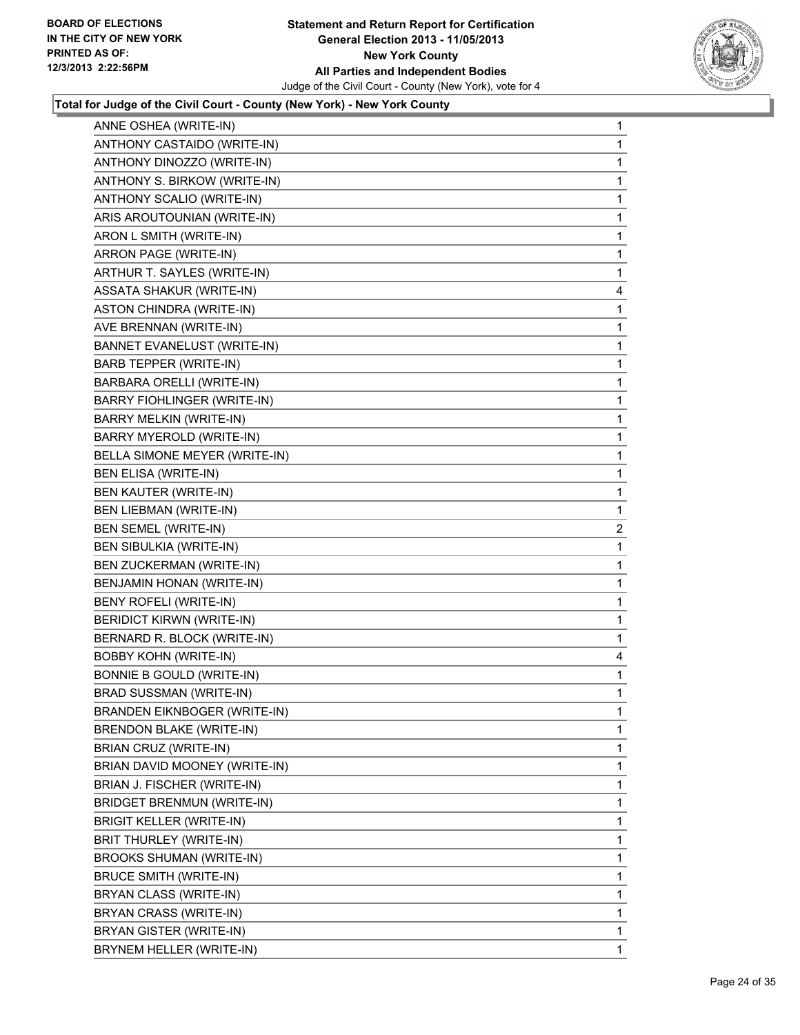**Total for Judge of the Civil Court - County (New York) - New York County**

| Candidate | Votes |
|---|---|
| ANNE OSHEA (WRITE-IN) | 1 |
| ANTHONY CASTAIDO (WRITE-IN) | 1 |
| ANTHONY DINOZZO (WRITE-IN) | 1 |
| ANTHONY S. BIRKOW (WRITE-IN) | 1 |
| ANTHONY SCALIO (WRITE-IN) | 1 |
| ARIS AROUTOUNIAN (WRITE-IN) | 1 |
| ARON L SMITH (WRITE-IN) | 1 |
| ARRON PAGE (WRITE-IN) | 1 |
| ARTHUR T. SAYLES (WRITE-IN) | 1 |
| ASSATA SHAKUR (WRITE-IN) | 4 |
| ASTON CHINDRA (WRITE-IN) | 1 |
| AVE BRENNAN (WRITE-IN) | 1 |
| BANNET EVANELUST (WRITE-IN) | 1 |
| BARB TEPPER (WRITE-IN) | 1 |
| BARBARA ORELLI (WRITE-IN) | 1 |
| BARRY FIOHLINGER (WRITE-IN) | 1 |
| BARRY MELKIN (WRITE-IN) | 1 |
| BARRY MYEROLD (WRITE-IN) | 1 |
| BELLA SIMONE MEYER (WRITE-IN) | 1 |
| BEN ELISA (WRITE-IN) | 1 |
| BEN KAUTER (WRITE-IN) | 1 |
| BEN LIEBMAN (WRITE-IN) | 1 |
| BEN SEMEL (WRITE-IN) | 2 |
| BEN SIBULKIA (WRITE-IN) | 1 |
| BEN ZUCKERMAN (WRITE-IN) | 1 |
| BENJAMIN HONAN (WRITE-IN) | 1 |
| BENY ROFELI (WRITE-IN) | 1 |
| BERIDICT KIRWN (WRITE-IN) | 1 |
| BERNARD R. BLOCK (WRITE-IN) | 1 |
| BOBBY KOHN (WRITE-IN) | 4 |
| BONNIE B GOULD (WRITE-IN) | 1 |
| BRAD SUSSMAN (WRITE-IN) | 1 |
| BRANDEN EIKNBOGER (WRITE-IN) | 1 |
| BRENDON BLAKE (WRITE-IN) | 1 |
| BRIAN CRUZ (WRITE-IN) | 1 |
| BRIAN DAVID MOONEY (WRITE-IN) | 1 |
| BRIAN J. FISCHER (WRITE-IN) | 1 |
| BRIDGET BRENMUN (WRITE-IN) | 1 |
| BRIGIT KELLER (WRITE-IN) | 1 |
| BRIT THURLEY (WRITE-IN) | 1 |
| BROOKS SHUMAN (WRITE-IN) | 1 |
| BRUCE SMITH (WRITE-IN) | 1 |
| BRYAN CLASS (WRITE-IN) | 1 |
| BRYAN CRASS (WRITE-IN) | 1 |
| BRYAN GISTER (WRITE-IN) | 1 |
| BRYNEM HELLER (WRITE-IN) | 1 |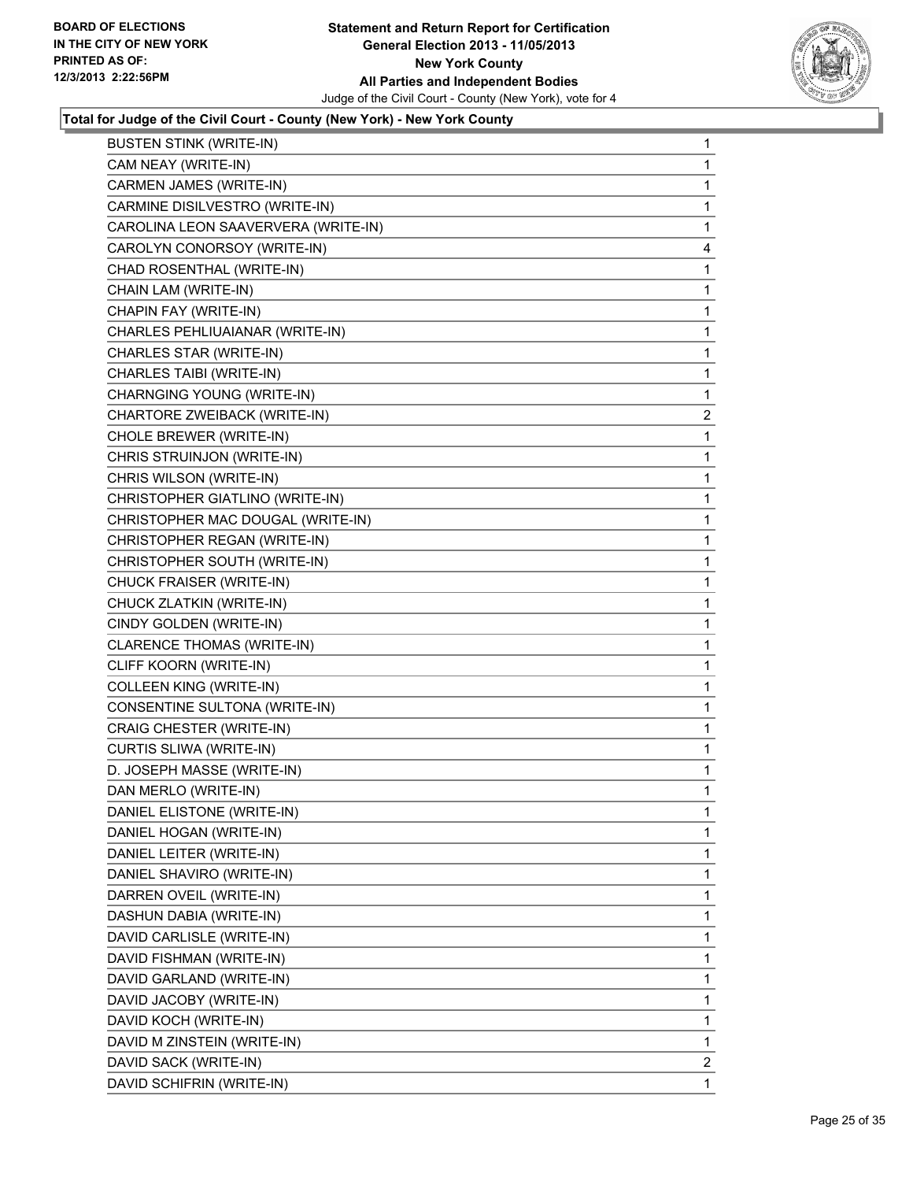**Statement and Return Report for Certification**
**General Election 2013 - 11/05/2013**
**New York County**
**All Parties and Independent Bodies**
Judge of the Civil Court - County (New York), vote for 4

BOARD OF ELECTIONS IN THE CITY OF NEW YORK PRINTED AS OF: 12/3/2013 2:22:56PM

### Total for Judge of the Civil Court - County (New York) - New York County

| | |
|---|---|
| BUSTEN STINK (WRITE-IN) | 1 |
| CAM NEAY (WRITE-IN) | 1 |
| CARMEN JAMES (WRITE-IN) | 1 |
| CARMINE DISILVESTRO (WRITE-IN) | 1 |
| CAROLINA LEON SAAVERVERA (WRITE-IN) | 1 |
| CAROLYN CONORSOY (WRITE-IN) | 4 |
| CHAD ROSENTHAL (WRITE-IN) | 1 |
| CHAIN LAM (WRITE-IN) | 1 |
| CHAPIN FAY (WRITE-IN) | 1 |
| CHARLES PEHLIUAIANAR (WRITE-IN) | 1 |
| CHARLES STAR (WRITE-IN) | 1 |
| CHARLES TAIBI (WRITE-IN) | 1 |
| CHARNGING YOUNG (WRITE-IN) | 1 |
| CHARTORE ZWEIBACK (WRITE-IN) | 2 |
| CHOLE BREWER (WRITE-IN) | 1 |
| CHRIS STRUINJON (WRITE-IN) | 1 |
| CHRIS WILSON (WRITE-IN) | 1 |
| CHRISTOPHER GIATLINO (WRITE-IN) | 1 |
| CHRISTOPHER MAC DOUGAL (WRITE-IN) | 1 |
| CHRISTOPHER REGAN (WRITE-IN) | 1 |
| CHRISTOPHER SOUTH (WRITE-IN) | 1 |
| CHUCK FRAISER (WRITE-IN) | 1 |
| CHUCK ZLATKIN (WRITE-IN) | 1 |
| CINDY GOLDEN (WRITE-IN) | 1 |
| CLARENCE THOMAS (WRITE-IN) | 1 |
| CLIFF KOORN (WRITE-IN) | 1 |
| COLLEEN KING (WRITE-IN) | 1 |
| CONSENTINE SULTONA (WRITE-IN) | 1 |
| CRAIG CHESTER (WRITE-IN) | 1 |
| CURTIS SLIWA (WRITE-IN) | 1 |
| D. JOSEPH MASSE (WRITE-IN) | 1 |
| DAN MERLO (WRITE-IN) | 1 |
| DANIEL ELISTONE (WRITE-IN) | 1 |
| DANIEL HOGAN (WRITE-IN) | 1 |
| DANIEL LEITER (WRITE-IN) | 1 |
| DANIEL SHAVIRO (WRITE-IN) | 1 |
| DARREN OVEIL (WRITE-IN) | 1 |
| DASHUN DABIA (WRITE-IN) | 1 |
| DAVID CARLISLE (WRITE-IN) | 1 |
| DAVID FISHMAN (WRITE-IN) | 1 |
| DAVID GARLAND (WRITE-IN) | 1 |
| DAVID JACOBY (WRITE-IN) | 1 |
| DAVID KOCH (WRITE-IN) | 1 |
| DAVID M ZINSTEIN (WRITE-IN) | 1 |
| DAVID SACK (WRITE-IN) | 2 |
| DAVID SCHIFRIN (WRITE-IN) | 1 |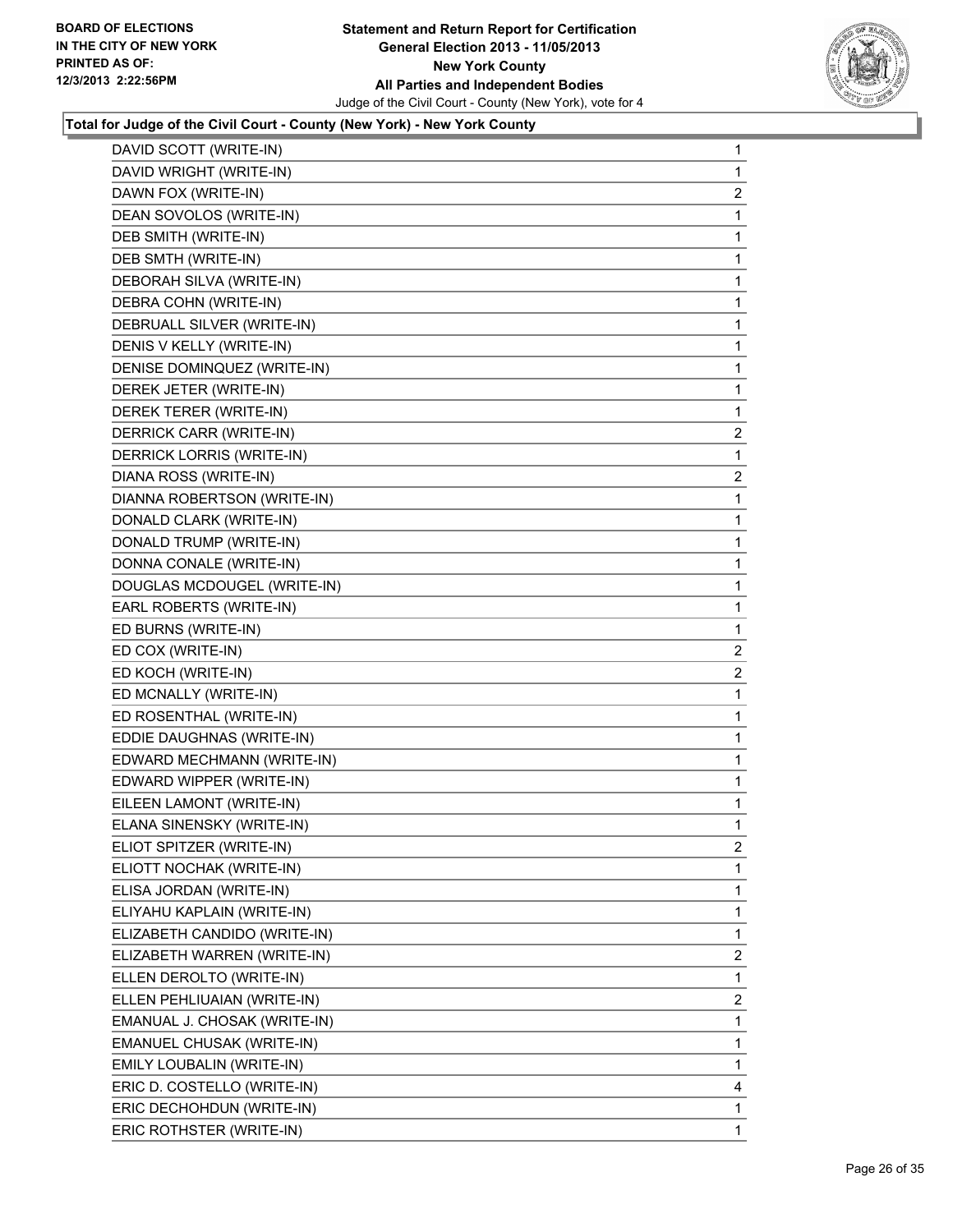**Total for Judge of the Civil Court - County (New York) - New York County**

| Candidate | Votes |
|---|---|
| DAVID SCOTT (WRITE-IN) | 1 |
| DAVID WRIGHT (WRITE-IN) | 1 |
| DAWN FOX (WRITE-IN) | 2 |
| DEAN SOVOLOS (WRITE-IN) | 1 |
| DEB SMITH (WRITE-IN) | 1 |
| DEB SMTH (WRITE-IN) | 1 |
| DEBORAH SILVA (WRITE-IN) | 1 |
| DEBRA COHN (WRITE-IN) | 1 |
| DEBRUALL SILVER (WRITE-IN) | 1 |
| DENIS V KELLY (WRITE-IN) | 1 |
| DENISE DOMINQUEZ (WRITE-IN) | 1 |
| DEREK JETER (WRITE-IN) | 1 |
| DEREK TERER (WRITE-IN) | 1 |
| DERRICK CARR (WRITE-IN) | 2 |
| DERRICK LORRIS (WRITE-IN) | 1 |
| DIANA ROSS (WRITE-IN) | 2 |
| DIANNA ROBERTSON (WRITE-IN) | 1 |
| DONALD CLARK (WRITE-IN) | 1 |
| DONALD TRUMP (WRITE-IN) | 1 |
| DONNA CONALE (WRITE-IN) | 1 |
| DOUGLAS MCDOUGEL (WRITE-IN) | 1 |
| EARL ROBERTS (WRITE-IN) | 1 |
| ED BURNS (WRITE-IN) | 1 |
| ED COX (WRITE-IN) | 2 |
| ED KOCH (WRITE-IN) | 2 |
| ED MCNALLY (WRITE-IN) | 1 |
| ED ROSENTHAL (WRITE-IN) | 1 |
| EDDIE DAUGHNAS (WRITE-IN) | 1 |
| EDWARD MECHMANN (WRITE-IN) | 1 |
| EDWARD WIPPER (WRITE-IN) | 1 |
| EILEEN LAMONT (WRITE-IN) | 1 |
| ELANA SINENSKY (WRITE-IN) | 1 |
| ELIOT SPITZER (WRITE-IN) | 2 |
| ELIOTT NOCHAK (WRITE-IN) | 1 |
| ELISA JORDAN (WRITE-IN) | 1 |
| ELIYAHU KAPLAIN (WRITE-IN) | 1 |
| ELIZABETH CANDIDO (WRITE-IN) | 1 |
| ELIZABETH WARREN (WRITE-IN) | 2 |
| ELLEN DEROLTO (WRITE-IN) | 1 |
| ELLEN PEHLIUAIAN (WRITE-IN) | 2 |
| EMANUAL J. CHOSAK (WRITE-IN) | 1 |
| EMANUEL CHUSAK (WRITE-IN) | 1 |
| EMILY LOUBALIN (WRITE-IN) | 1 |
| ERIC D. COSTELLO (WRITE-IN) | 4 |
| ERIC DECHOHDUN (WRITE-IN) | 1 |
| ERIC ROTHSTER (WRITE-IN) | 1 |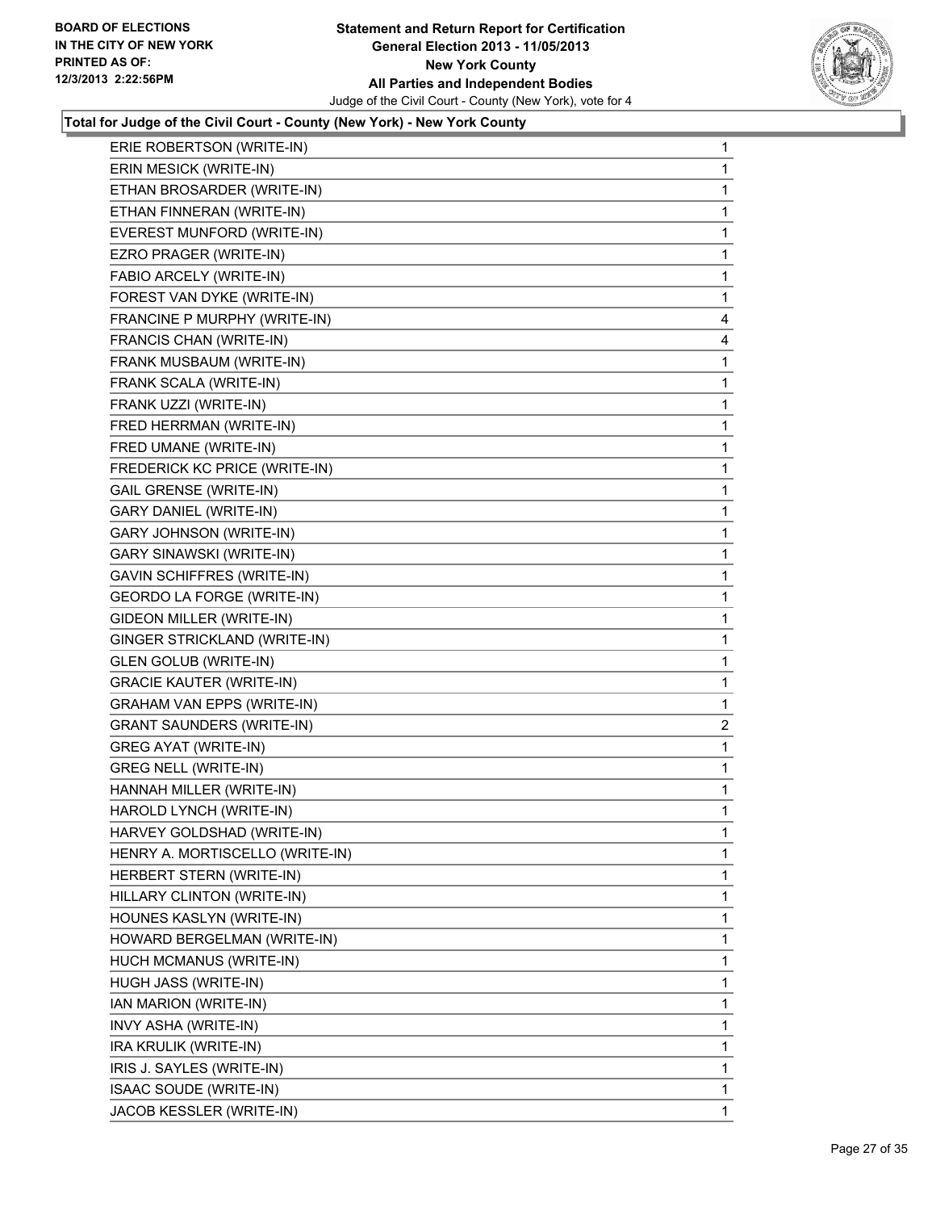**Total for Judge of the Civil Court - County (New York) - New York County**

| Candidate | Votes |
|---|---|
| ERIE ROBERTSON (WRITE-IN) | 1 |
| ERIN MESICK (WRITE-IN) | 1 |
| ETHAN BROSARDER (WRITE-IN) | 1 |
| ETHAN FINNERAN (WRITE-IN) | 1 |
| EVEREST MUNFORD (WRITE-IN) | 1 |
| EZRO PRAGER (WRITE-IN) | 1 |
| FABIO ARCELY (WRITE-IN) | 1 |
| FOREST VAN DYKE (WRITE-IN) | 1 |
| FRANCINE P MURPHY (WRITE-IN) | 4 |
| FRANCIS CHAN (WRITE-IN) | 4 |
| FRANK MUSBAUM (WRITE-IN) | 1 |
| FRANK SCALA (WRITE-IN) | 1 |
| FRANK UZZI (WRITE-IN) | 1 |
| FRED HERRMAN (WRITE-IN) | 1 |
| FRED UMANE (WRITE-IN) | 1 |
| FREDERICK KC PRICE (WRITE-IN) | 1 |
| GAIL GRENSE (WRITE-IN) | 1 |
| GARY DANIEL (WRITE-IN) | 1 |
| GARY JOHNSON (WRITE-IN) | 1 |
| GARY SINAWSKI (WRITE-IN) | 1 |
| GAVIN SCHIFFRES (WRITE-IN) | 1 |
| GEORDO LA FORGE (WRITE-IN) | 1 |
| GIDEON MILLER (WRITE-IN) | 1 |
| GINGER STRICKLAND (WRITE-IN) | 1 |
| GLEN GOLUB (WRITE-IN) | 1 |
| GRACIE KAUTER (WRITE-IN) | 1 |
| GRAHAM VAN EPPS (WRITE-IN) | 1 |
| GRANT SAUNDERS (WRITE-IN) | 2 |
| GREG AYAT (WRITE-IN) | 1 |
| GREG NELL (WRITE-IN) | 1 |
| HANNAH MILLER (WRITE-IN) | 1 |
| HAROLD LYNCH (WRITE-IN) | 1 |
| HARVEY GOLDSHAD (WRITE-IN) | 1 |
| HENRY A. MORTISCELLO (WRITE-IN) | 1 |
| HERBERT STERN (WRITE-IN) | 1 |
| HILLARY CLINTON (WRITE-IN) | 1 |
| HOUNES KASLYN (WRITE-IN) | 1 |
| HOWARD BERGELMAN (WRITE-IN) | 1 |
| HUCH MCMANUS (WRITE-IN) | 1 |
| HUGH JASS (WRITE-IN) | 1 |
| IAN MARION (WRITE-IN) | 1 |
| INVY ASHA (WRITE-IN) | 1 |
| IRA KRULIK (WRITE-IN) | 1 |
| IRIS J. SAYLES (WRITE-IN) | 1 |
| ISAAC SOUDE (WRITE-IN) | 1 |
| JACOB KESSLER (WRITE-IN) | 1 |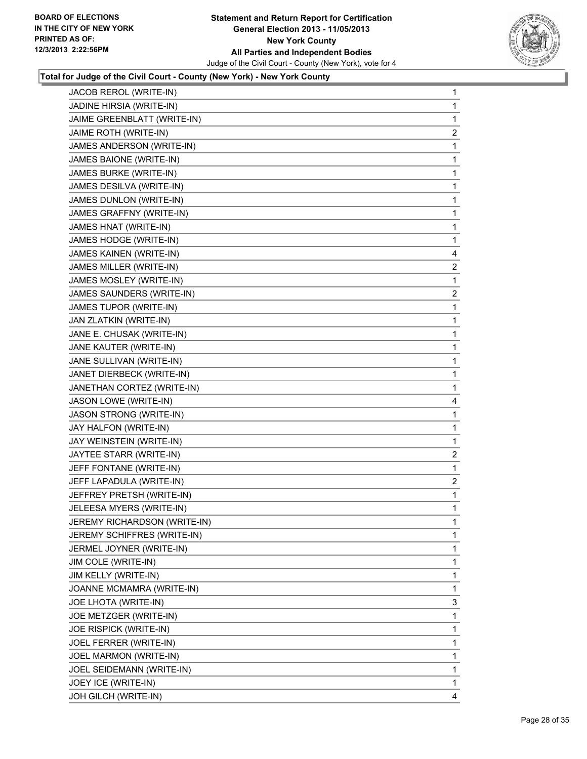**Statement and Return Report for Certification**
**General Election 2013 - 11/05/2013**
**New York County**
**All Parties and Independent Bodies**
Judge of the Civil Court - County (New York), vote for 4

BOARD OF ELECTIONS IN THE CITY OF NEW YORK PRINTED AS OF: 12/3/2013 2:22:56PM

**Total for Judge of the Civil Court - County (New York) - New York County**

| | |
|---|---|
| JACOB REROL (WRITE-IN) | 1 |
| JADINE HIRSIA (WRITE-IN) | 1 |
| JAIME GREENBLATT (WRITE-IN) | 1 |
| JAIME ROTH (WRITE-IN) | 2 |
| JAMES ANDERSON (WRITE-IN) | 1 |
| JAMES BAIONE (WRITE-IN) | 1 |
| JAMES BURKE (WRITE-IN) | 1 |
| JAMES DESILVA (WRITE-IN) | 1 |
| JAMES DUNLON (WRITE-IN) | 1 |
| JAMES GRAFFNY (WRITE-IN) | 1 |
| JAMES HNAT (WRITE-IN) | 1 |
| JAMES HODGE (WRITE-IN) | 1 |
| JAMES KAINEN (WRITE-IN) | 4 |
| JAMES MILLER (WRITE-IN) | 2 |
| JAMES MOSLEY (WRITE-IN) | 1 |
| JAMES SAUNDERS (WRITE-IN) | 2 |
| JAMES TUPOR (WRITE-IN) | 1 |
| JAN ZLATKIN (WRITE-IN) | 1 |
| JANE E. CHUSAK (WRITE-IN) | 1 |
| JANE KAUTER (WRITE-IN) | 1 |
| JANE SULLIVAN (WRITE-IN) | 1 |
| JANET DIERBECK (WRITE-IN) | 1 |
| JANETHAN CORTEZ (WRITE-IN) | 1 |
| JASON LOWE (WRITE-IN) | 4 |
| JASON STRONG (WRITE-IN) | 1 |
| JAY HALFON (WRITE-IN) | 1 |
| JAY WEINSTEIN (WRITE-IN) | 1 |
| JAYTEE STARR (WRITE-IN) | 2 |
| JEFF FONTANE (WRITE-IN) | 1 |
| JEFF LAPADULA (WRITE-IN) | 2 |
| JEFFREY PRETSH (WRITE-IN) | 1 |
| JELEESA MYERS (WRITE-IN) | 1 |
| JEREMY RICHARDSON (WRITE-IN) | 1 |
| JEREMY SCHIFFRES (WRITE-IN) | 1 |
| JERMEL JOYNER (WRITE-IN) | 1 |
| JIM COLE (WRITE-IN) | 1 |
| JIM KELLY (WRITE-IN) | 1 |
| JOANNE MCMAMRA (WRITE-IN) | 1 |
| JOE LHOTA (WRITE-IN) | 3 |
| JOE METZGER (WRITE-IN) | 1 |
| JOE RISPICK (WRITE-IN) | 1 |
| JOEL FERRER (WRITE-IN) | 1 |
| JOEL MARMON (WRITE-IN) | 1 |
| JOEL SEIDEMANN (WRITE-IN) | 1 |
| JOEY ICE (WRITE-IN) | 1 |
| JOH GILCH (WRITE-IN) | 4 |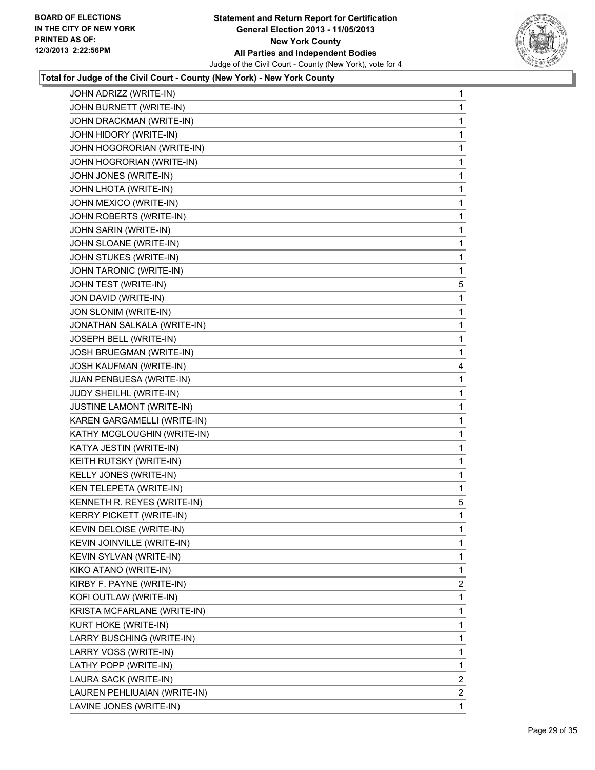**Total for Judge of the Civil Court - County (New York) - New York County**

| | |
|---|---|
| JOHN ADRIZZ (WRITE-IN) | 1 |
| JOHN BURNETT (WRITE-IN) | 1 |
| JOHN DRACKMAN (WRITE-IN) | 1 |
| JOHN HIDORY (WRITE-IN) | 1 |
| JOHN HOGORORIAN (WRITE-IN) | 1 |
| JOHN HOGRORIAN (WRITE-IN) | 1 |
| JOHN JONES (WRITE-IN) | 1 |
| JOHN LHOTA (WRITE-IN) | 1 |
| JOHN MEXICO (WRITE-IN) | 1 |
| JOHN ROBERTS (WRITE-IN) | 1 |
| JOHN SARIN (WRITE-IN) | 1 |
| JOHN SLOANE (WRITE-IN) | 1 |
| JOHN STUKES (WRITE-IN) | 1 |
| JOHN TARONIC (WRITE-IN) | 1 |
| JOHN TEST (WRITE-IN) | 5 |
| JON DAVID (WRITE-IN) | 1 |
| JON SLONIM (WRITE-IN) | 1 |
| JONATHAN SALKALA (WRITE-IN) | 1 |
| JOSEPH BELL (WRITE-IN) | 1 |
| JOSH BRUEGMAN (WRITE-IN) | 1 |
| JOSH KAUFMAN (WRITE-IN) | 4 |
| JUAN PENBUESA (WRITE-IN) | 1 |
| JUDY SHEILHL (WRITE-IN) | 1 |
| JUSTINE LAMONT (WRITE-IN) | 1 |
| KAREN GARGAMELLI (WRITE-IN) | 1 |
| KATHY MCGLOUGHIN (WRITE-IN) | 1 |
| KATYA JESTIN (WRITE-IN) | 1 |
| KEITH RUTSKY (WRITE-IN) | 1 |
| KELLY JONES (WRITE-IN) | 1 |
| KEN TELEPETA (WRITE-IN) | 1 |
| KENNETH R. REYES (WRITE-IN) | 5 |
| KERRY PICKETT (WRITE-IN) | 1 |
| KEVIN DELOISE (WRITE-IN) | 1 |
| KEVIN JOINVILLE (WRITE-IN) | 1 |
| KEVIN SYLVAN (WRITE-IN) | 1 |
| KIKO ATANO (WRITE-IN) | 1 |
| KIRBY F. PAYNE (WRITE-IN) | 2 |
| KOFI OUTLAW (WRITE-IN) | 1 |
| KRISTA MCFARLANE (WRITE-IN) | 1 |
| KURT HOKE (WRITE-IN) | 1 |
| LARRY BUSCHING (WRITE-IN) | 1 |
| LARRY VOSS (WRITE-IN) | 1 |
| LATHY POPP (WRITE-IN) | 1 |
| LAURA SACK (WRITE-IN) | 2 |
| LAUREN PEHLIUAIAN (WRITE-IN) | 2 |
| LAVINE JONES (WRITE-IN) | 1 |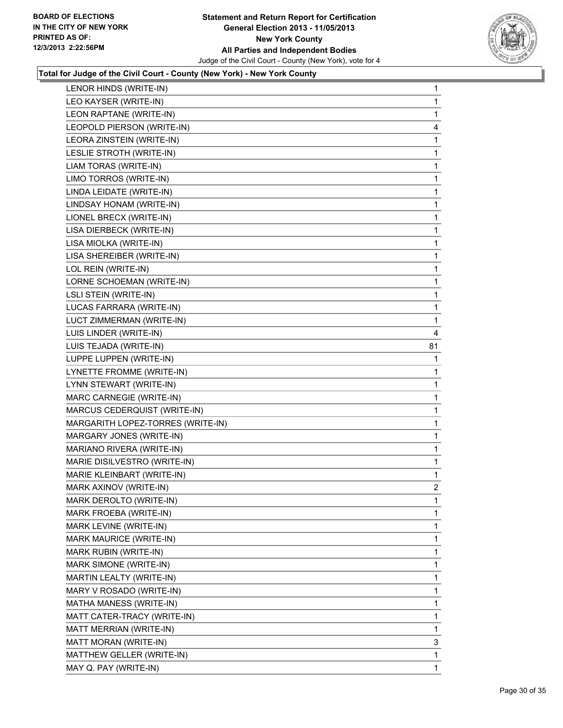**Total for Judge of the Civil Court - County (New York) - New York County**

| | |
|---|---|
| LENOR HINDS (WRITE-IN) | 1 |
| LEO KAYSER (WRITE-IN) | 1 |
| LEON RAPTANE (WRITE-IN) | 1 |
| LEOPOLD PIERSON (WRITE-IN) | 4 |
| LEORA ZINSTEIN (WRITE-IN) | 1 |
| LESLIE STROTH (WRITE-IN) | 1 |
| LIAM TORAS (WRITE-IN) | 1 |
| LIMO TORROS (WRITE-IN) | 1 |
| LINDA LEIDATE (WRITE-IN) | 1 |
| LINDSAY HONAM (WRITE-IN) | 1 |
| LIONEL BRECX (WRITE-IN) | 1 |
| LISA DIERBECK (WRITE-IN) | 1 |
| LISA MIOLKA (WRITE-IN) | 1 |
| LISA SHEREIBER (WRITE-IN) | 1 |
| LOL REIN (WRITE-IN) | 1 |
| LORNE SCHOEMAN (WRITE-IN) | 1 |
| LSLI STEIN (WRITE-IN) | 1 |
| LUCAS FARRARA (WRITE-IN) | 1 |
| LUCT ZIMMERMAN (WRITE-IN) | 1 |
| LUIS LINDER (WRITE-IN) | 4 |
| LUIS TEJADA (WRITE-IN) | 81 |
| LUPPE LUPPEN (WRITE-IN) | 1 |
| LYNETTE FROMME (WRITE-IN) | 1 |
| LYNN STEWART (WRITE-IN) | 1 |
| MARC CARNEGIE (WRITE-IN) | 1 |
| MARCUS CEDERQUIST (WRITE-IN) | 1 |
| MARGARITH LOPEZ-TORRES (WRITE-IN) | 1 |
| MARGARY JONES (WRITE-IN) | 1 |
| MARIANO RIVERA (WRITE-IN) | 1 |
| MARIE DISILVESTRO (WRITE-IN) | 1 |
| MARIE KLEINBART (WRITE-IN) | 1 |
| MARK AXINOV (WRITE-IN) | 2 |
| MARK DEROLTO (WRITE-IN) | 1 |
| MARK FROEBA (WRITE-IN) | 1 |
| MARK LEVINE (WRITE-IN) | 1 |
| MARK MAURICE (WRITE-IN) | 1 |
| MARK RUBIN (WRITE-IN) | 1 |
| MARK SIMONE (WRITE-IN) | 1 |
| MARTIN LEALTY (WRITE-IN) | 1 |
| MARY V ROSADO (WRITE-IN) | 1 |
| MATHA MANESS (WRITE-IN) | 1 |
| MATT CATER-TRACY (WRITE-IN) | 1 |
| MATT MERRIAN (WRITE-IN) | 1 |
| MATT MORAN (WRITE-IN) | 3 |
| MATTHEW GELLER (WRITE-IN) | 1 |
| MAY Q. PAY (WRITE-IN) | 1 |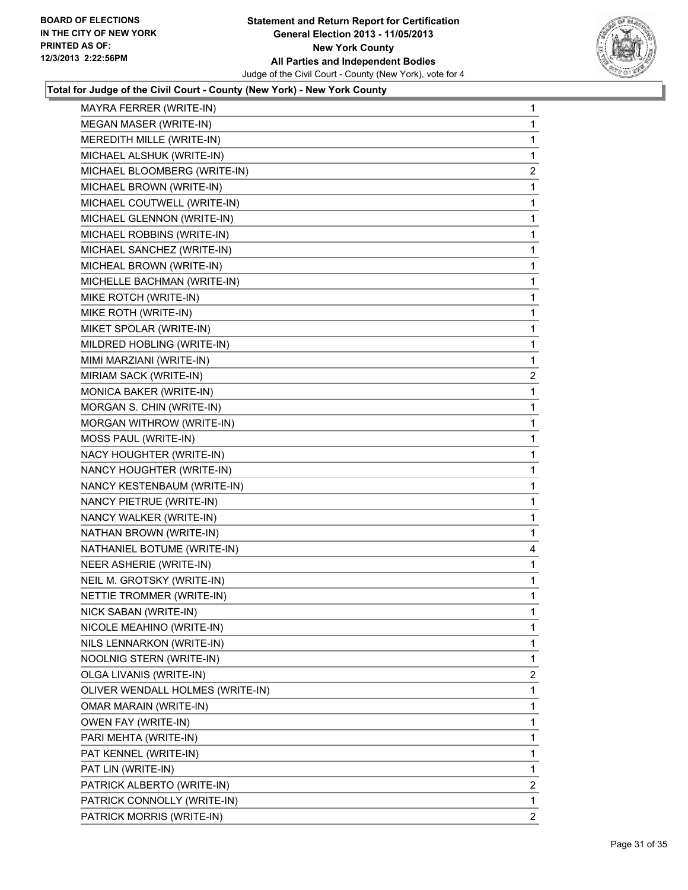**Total for Judge of the Civil Court - County (New York) - New York County**

| | |
|---|---|
| MAYRA FERRER (WRITE-IN) | 1 |
| MEGAN MASER (WRITE-IN) | 1 |
| MEREDITH MILLE (WRITE-IN) | 1 |
| MICHAEL ALSHUK (WRITE-IN) | 1 |
| MICHAEL BLOOMBERG (WRITE-IN) | 2 |
| MICHAEL BROWN (WRITE-IN) | 1 |
| MICHAEL COUTWELL (WRITE-IN) | 1 |
| MICHAEL GLENNON (WRITE-IN) | 1 |
| MICHAEL ROBBINS (WRITE-IN) | 1 |
| MICHAEL SANCHEZ (WRITE-IN) | 1 |
| MICHEAL BROWN (WRITE-IN) | 1 |
| MICHELLE BACHMAN (WRITE-IN) | 1 |
| MIKE ROTCH (WRITE-IN) | 1 |
| MIKE ROTH (WRITE-IN) | 1 |
| MIKET SPOLAR (WRITE-IN) | 1 |
| MILDRED HOBLING (WRITE-IN) | 1 |
| MIMI MARZIANI (WRITE-IN) | 1 |
| MIRIAM SACK (WRITE-IN) | 2 |
| MONICA BAKER (WRITE-IN) | 1 |
| MORGAN S. CHIN (WRITE-IN) | 1 |
| MORGAN WITHROW (WRITE-IN) | 1 |
| MOSS PAUL (WRITE-IN) | 1 |
| NACY HOUGHTER (WRITE-IN) | 1 |
| NANCY HOUGHTER (WRITE-IN) | 1 |
| NANCY KESTENBAUM (WRITE-IN) | 1 |
| NANCY PIETRUE (WRITE-IN) | 1 |
| NANCY WALKER (WRITE-IN) | 1 |
| NATHAN BROWN (WRITE-IN) | 1 |
| NATHANIEL BOTUME (WRITE-IN) | 4 |
| NEER ASHERIE (WRITE-IN) | 1 |
| NEIL M. GROTSKY (WRITE-IN) | 1 |
| NETTIE TROMMER (WRITE-IN) | 1 |
| NICK SABAN (WRITE-IN) | 1 |
| NICOLE MEAHINO (WRITE-IN) | 1 |
| NILS LENNARKON (WRITE-IN) | 1 |
| NOOLNIG STERN (WRITE-IN) | 1 |
| OLGA LIVANIS (WRITE-IN) | 2 |
| OLIVER WENDALL HOLMES (WRITE-IN) | 1 |
| OMAR MARAIN (WRITE-IN) | 1 |
| OWEN FAY (WRITE-IN) | 1 |
| PARI MEHTA (WRITE-IN) | 1 |
| PAT KENNEL (WRITE-IN) | 1 |
| PAT LIN (WRITE-IN) | 1 |
| PATRICK ALBERTO (WRITE-IN) | 2 |
| PATRICK CONNOLLY (WRITE-IN) | 1 |
| PATRICK MORRIS (WRITE-IN) | 2 |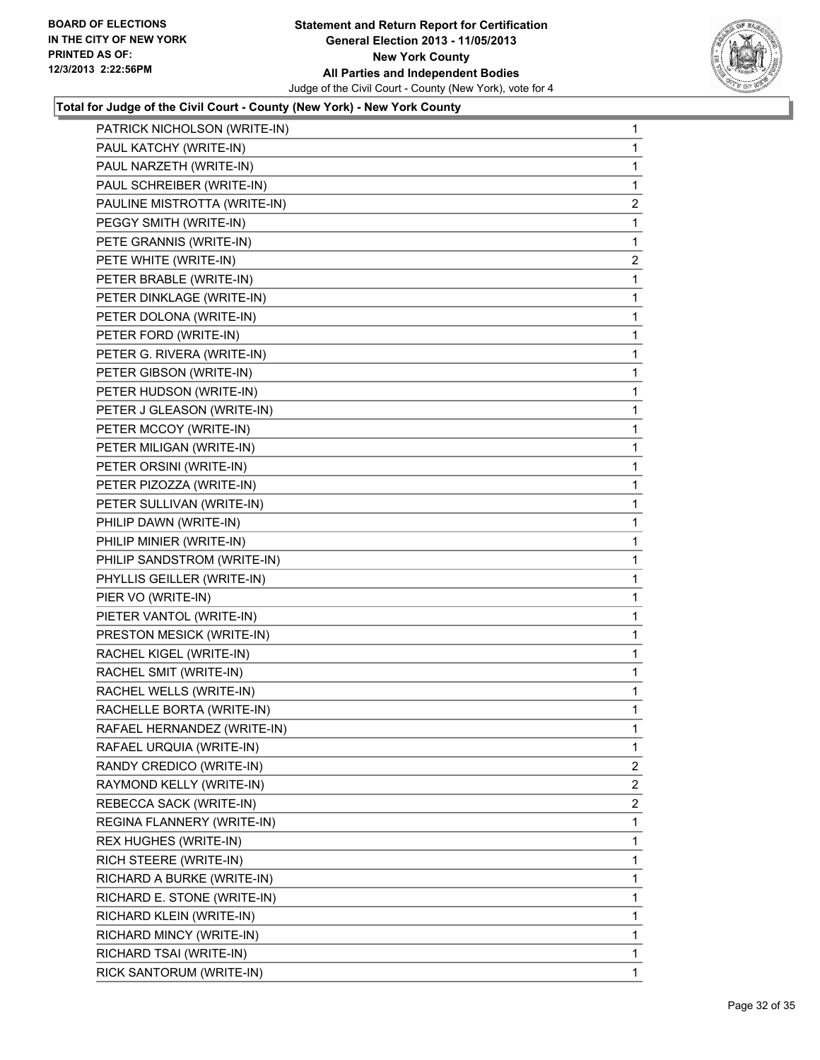## Total for Judge of the Civil Court - County (New York) - New York County

| Candidate | Votes |
|---|---|
| PATRICK NICHOLSON (WRITE-IN) | 1 |
| PAUL KATCHY (WRITE-IN) | 1 |
| PAUL NARZETH (WRITE-IN) | 1 |
| PAUL SCHREIBER (WRITE-IN) | 1 |
| PAULINE MISTROTTA (WRITE-IN) | 2 |
| PEGGY SMITH (WRITE-IN) | 1 |
| PETE GRANNIS (WRITE-IN) | 1 |
| PETE WHITE (WRITE-IN) | 2 |
| PETER BRABLE (WRITE-IN) | 1 |
| PETER DINKLAGE (WRITE-IN) | 1 |
| PETER DOLONA (WRITE-IN) | 1 |
| PETER FORD (WRITE-IN) | 1 |
| PETER G. RIVERA (WRITE-IN) | 1 |
| PETER GIBSON (WRITE-IN) | 1 |
| PETER HUDSON (WRITE-IN) | 1 |
| PETER J GLEASON (WRITE-IN) | 1 |
| PETER MCCOY (WRITE-IN) | 1 |
| PETER MILIGAN (WRITE-IN) | 1 |
| PETER ORSINI (WRITE-IN) | 1 |
| PETER PIZOZZA (WRITE-IN) | 1 |
| PETER SULLIVAN (WRITE-IN) | 1 |
| PHILIP DAWN (WRITE-IN) | 1 |
| PHILIP MINIER (WRITE-IN) | 1 |
| PHILIP SANDSTROM (WRITE-IN) | 1 |
| PHYLLIS GEILLER (WRITE-IN) | 1 |
| PIER VO (WRITE-IN) | 1 |
| PIETER VANTOL (WRITE-IN) | 1 |
| PRESTON MESICK (WRITE-IN) | 1 |
| RACHEL KIGEL (WRITE-IN) | 1 |
| RACHEL SMIT (WRITE-IN) | 1 |
| RACHEL WELLS (WRITE-IN) | 1 |
| RACHELLE BORTA (WRITE-IN) | 1 |
| RAFAEL HERNANDEZ (WRITE-IN) | 1 |
| RAFAEL URQUIA (WRITE-IN) | 1 |
| RANDY CREDICO (WRITE-IN) | 2 |
| RAYMOND KELLY (WRITE-IN) | 2 |
| REBECCA SACK (WRITE-IN) | 2 |
| REGINA FLANNERY (WRITE-IN) | 1 |
| REX HUGHES (WRITE-IN) | 1 |
| RICH STEERE (WRITE-IN) | 1 |
| RICHARD A BURKE (WRITE-IN) | 1 |
| RICHARD E. STONE (WRITE-IN) | 1 |
| RICHARD KLEIN (WRITE-IN) | 1 |
| RICHARD MINCY (WRITE-IN) | 1 |
| RICHARD TSAI (WRITE-IN) | 1 |
| RICK SANTORUM (WRITE-IN) | 1 |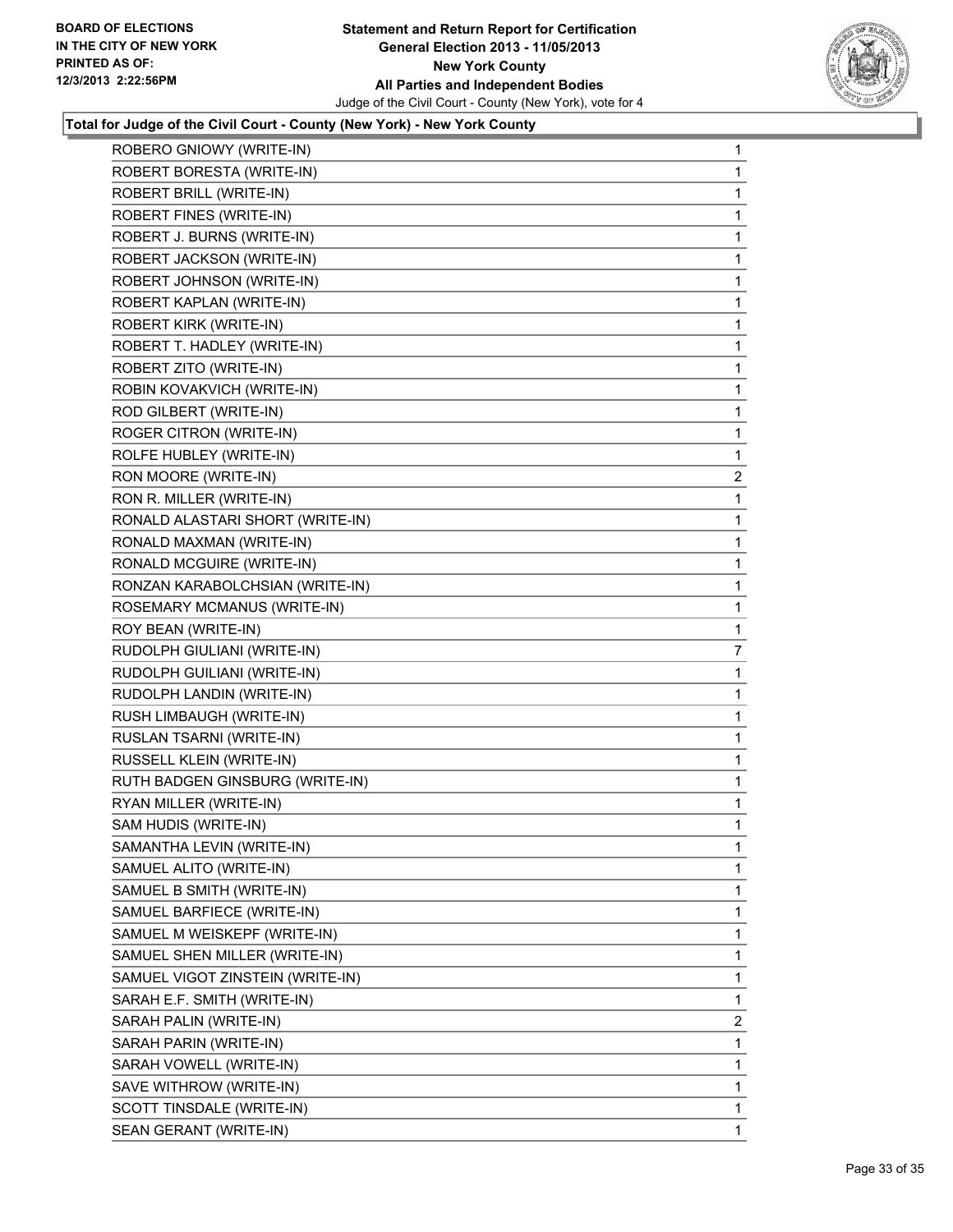**Total for Judge of the Civil Court - County (New York) - New York County**

| | |
|---|---|
| ROBERO GNIOWY (WRITE-IN) | 1 |
| ROBERT BORESTA (WRITE-IN) | 1 |
| ROBERT BRILL (WRITE-IN) | 1 |
| ROBERT FINES (WRITE-IN) | 1 |
| ROBERT J. BURNS (WRITE-IN) | 1 |
| ROBERT JACKSON (WRITE-IN) | 1 |
| ROBERT JOHNSON (WRITE-IN) | 1 |
| ROBERT KAPLAN (WRITE-IN) | 1 |
| ROBERT KIRK (WRITE-IN) | 1 |
| ROBERT T. HADLEY (WRITE-IN) | 1 |
| ROBERT ZITO (WRITE-IN) | 1 |
| ROBIN KOVAKVICH (WRITE-IN) | 1 |
| ROD GILBERT (WRITE-IN) | 1 |
| ROGER CITRON (WRITE-IN) | 1 |
| ROLFE HUBLEY (WRITE-IN) | 1 |
| RON MOORE (WRITE-IN) | 2 |
| RON R. MILLER (WRITE-IN) | 1 |
| RONALD ALASTARI SHORT (WRITE-IN) | 1 |
| RONALD MAXMAN (WRITE-IN) | 1 |
| RONALD MCGUIRE (WRITE-IN) | 1 |
| RONZAN KARABOLCHSIAN (WRITE-IN) | 1 |
| ROSEMARY MCMANUS (WRITE-IN) | 1 |
| ROY BEAN (WRITE-IN) | 1 |
| RUDOLPH GIULIANI (WRITE-IN) | 7 |
| RUDOLPH GUILIANI (WRITE-IN) | 1 |
| RUDOLPH LANDIN (WRITE-IN) | 1 |
| RUSH LIMBAUGH (WRITE-IN) | 1 |
| RUSLAN TSARNI (WRITE-IN) | 1 |
| RUSSELL KLEIN (WRITE-IN) | 1 |
| RUTH BADGEN GINSBURG (WRITE-IN) | 1 |
| RYAN MILLER (WRITE-IN) | 1 |
| SAM HUDIS (WRITE-IN) | 1 |
| SAMANTHA LEVIN (WRITE-IN) | 1 |
| SAMUEL ALITO (WRITE-IN) | 1 |
| SAMUEL B SMITH (WRITE-IN) | 1 |
| SAMUEL BARFIECE (WRITE-IN) | 1 |
| SAMUEL M WEISKEPF (WRITE-IN) | 1 |
| SAMUEL SHEN MILLER (WRITE-IN) | 1 |
| SAMUEL VIGOT ZINSTEIN (WRITE-IN) | 1 |
| SARAH E.F. SMITH (WRITE-IN) | 1 |
| SARAH PALIN (WRITE-IN) | 2 |
| SARAH PARIN (WRITE-IN) | 1 |
| SARAH VOWELL (WRITE-IN) | 1 |
| SAVE WITHROW (WRITE-IN) | 1 |
| SCOTT TINSDALE (WRITE-IN) | 1 |
| SEAN GERANT (WRITE-IN) | 1 |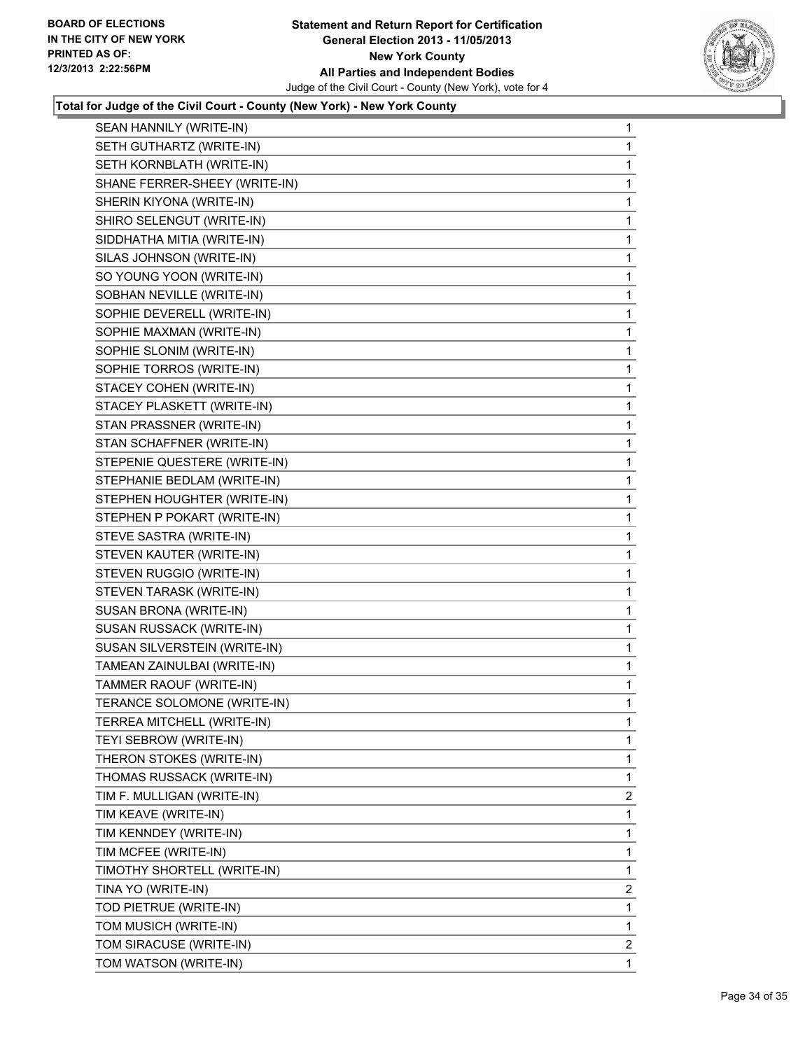**Total for Judge of the Civil Court - County (New York) - New York County**

| | |
|---|---|
| SEAN HANNILY (WRITE-IN) | 1 |
| SETH GUTHARTZ (WRITE-IN) | 1 |
| SETH KORNBLATH (WRITE-IN) | 1 |
| SHANE FERRER-SHEEY (WRITE-IN) | 1 |
| SHERIN KIYONA (WRITE-IN) | 1 |
| SHIRO SELENGUT (WRITE-IN) | 1 |
| SIDDHATHA MITIA (WRITE-IN) | 1 |
| SILAS JOHNSON (WRITE-IN) | 1 |
| SO YOUNG YOON (WRITE-IN) | 1 |
| SOBHAN NEVILLE (WRITE-IN) | 1 |
| SOPHIE DEVERELL (WRITE-IN) | 1 |
| SOPHIE MAXMAN (WRITE-IN) | 1 |
| SOPHIE SLONIM (WRITE-IN) | 1 |
| SOPHIE TORROS (WRITE-IN) | 1 |
| STACEY COHEN (WRITE-IN) | 1 |
| STACEY PLASKETT (WRITE-IN) | 1 |
| STAN PRASSNER (WRITE-IN) | 1 |
| STAN SCHAFFNER (WRITE-IN) | 1 |
| STEPENIE QUESTERE (WRITE-IN) | 1 |
| STEPHANIE BEDLAM (WRITE-IN) | 1 |
| STEPHEN HOUGHTER (WRITE-IN) | 1 |
| STEPHEN P POKART (WRITE-IN) | 1 |
| STEVE SASTRA (WRITE-IN) | 1 |
| STEVEN KAUTER (WRITE-IN) | 1 |
| STEVEN RUGGIO (WRITE-IN) | 1 |
| STEVEN TARASK (WRITE-IN) | 1 |
| SUSAN BRONA (WRITE-IN) | 1 |
| SUSAN RUSSACK (WRITE-IN) | 1 |
| SUSAN SILVERSTEIN (WRITE-IN) | 1 |
| TAMEAN ZAINULBAI (WRITE-IN) | 1 |
| TAMMER RAOUF (WRITE-IN) | 1 |
| TERANCE SOLOMONE (WRITE-IN) | 1 |
| TERREA MITCHELL (WRITE-IN) | 1 |
| TEYI SEBROW (WRITE-IN) | 1 |
| THERON STOKES (WRITE-IN) | 1 |
| THOMAS RUSSACK (WRITE-IN) | 1 |
| TIM F. MULLIGAN (WRITE-IN) | 2 |
| TIM KEAVE (WRITE-IN) | 1 |
| TIM KENNDEY (WRITE-IN) | 1 |
| TIM MCFEE (WRITE-IN) | 1 |
| TIMOTHY SHORTELL (WRITE-IN) | 1 |
| TINA YO (WRITE-IN) | 2 |
| TOD PIETRUE (WRITE-IN) | 1 |
| TOM MUSICH (WRITE-IN) | 1 |
| TOM SIRACUSE (WRITE-IN) | 2 |
| TOM WATSON (WRITE-IN) | 1 |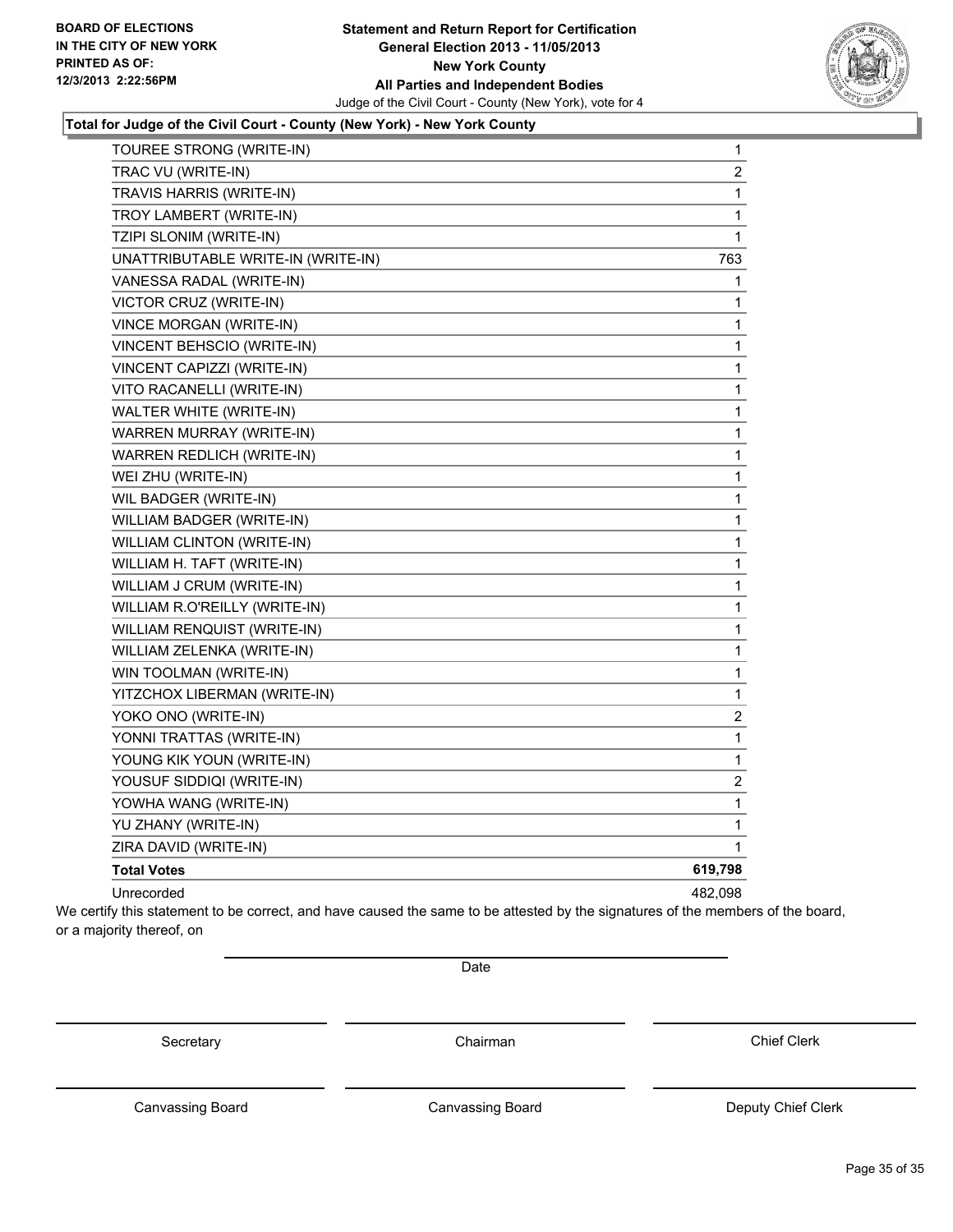**BOARD OF ELECTIONS IN THE CITY OF NEW YORK PRINTED AS OF: 12/3/2013 2:22:56PM**

**Statement and Return Report for Certification**
**General Election 2013 - 11/05/2013**
**New York County**
**All Parties and Independent Bodies**
Judge of the Civil Court - County (New York), vote for 4

### Total for Judge of the Civil Court - County (New York) - New York County

| | |
|---|---|
| TOUREE STRONG (WRITE-IN) | 1 |
| TRAC VU (WRITE-IN) | 2 |
| TRAVIS HARRIS (WRITE-IN) | 1 |
| TROY LAMBERT (WRITE-IN) | 1 |
| TZIPI SLONIM (WRITE-IN) | 1 |
| UNATTRIBUTABLE WRITE-IN (WRITE-IN) | 763 |
| VANESSA RADAL (WRITE-IN) | 1 |
| VICTOR CRUZ (WRITE-IN) | 1 |
| VINCE MORGAN (WRITE-IN) | 1 |
| VINCENT BEHSCIO (WRITE-IN) | 1 |
| VINCENT CAPIZZI (WRITE-IN) | 1 |
| VITO RACANELLI (WRITE-IN) | 1 |
| WALTER WHITE (WRITE-IN) | 1 |
| WARREN MURRAY (WRITE-IN) | 1 |
| WARREN REDLICH (WRITE-IN) | 1 |
| WEI ZHU (WRITE-IN) | 1 |
| WIL BADGER (WRITE-IN) | 1 |
| WILLIAM BADGER (WRITE-IN) | 1 |
| WILLIAM CLINTON (WRITE-IN) | 1 |
| WILLIAM H. TAFT (WRITE-IN) | 1 |
| WILLIAM J CRUM (WRITE-IN) | 1 |
| WILLIAM R.O'REILLY (WRITE-IN) | 1 |
| WILLIAM RENQUIST (WRITE-IN) | 1 |
| WILLIAM ZELENKA (WRITE-IN) | 1 |
| WIN TOOLMAN (WRITE-IN) | 1 |
| YITZCHOX LIBERMAN (WRITE-IN) | 1 |
| YOKO ONO (WRITE-IN) | 2 |
| YONNI TRATTAS (WRITE-IN) | 1 |
| YOUNG KIK YOUN (WRITE-IN) | 1 |
| YOUSUF SIDDIQI (WRITE-IN) | 2 |
| YOWHA WANG (WRITE-IN) | 1 |
| YU ZHANY (WRITE-IN) | 1 |
| ZIRA DAVID (WRITE-IN) | 1 |
| **Total Votes** | **619,798** |
| Unrecorded | 482,098 |

We certify this statement to be correct, and have caused the same to be attested by the signatures of the members of the board, or a majority thereof, on

Date

Secretary | Chairman | Chief Clerk

Canvassing Board | Canvassing Board | Deputy Chief Clerk